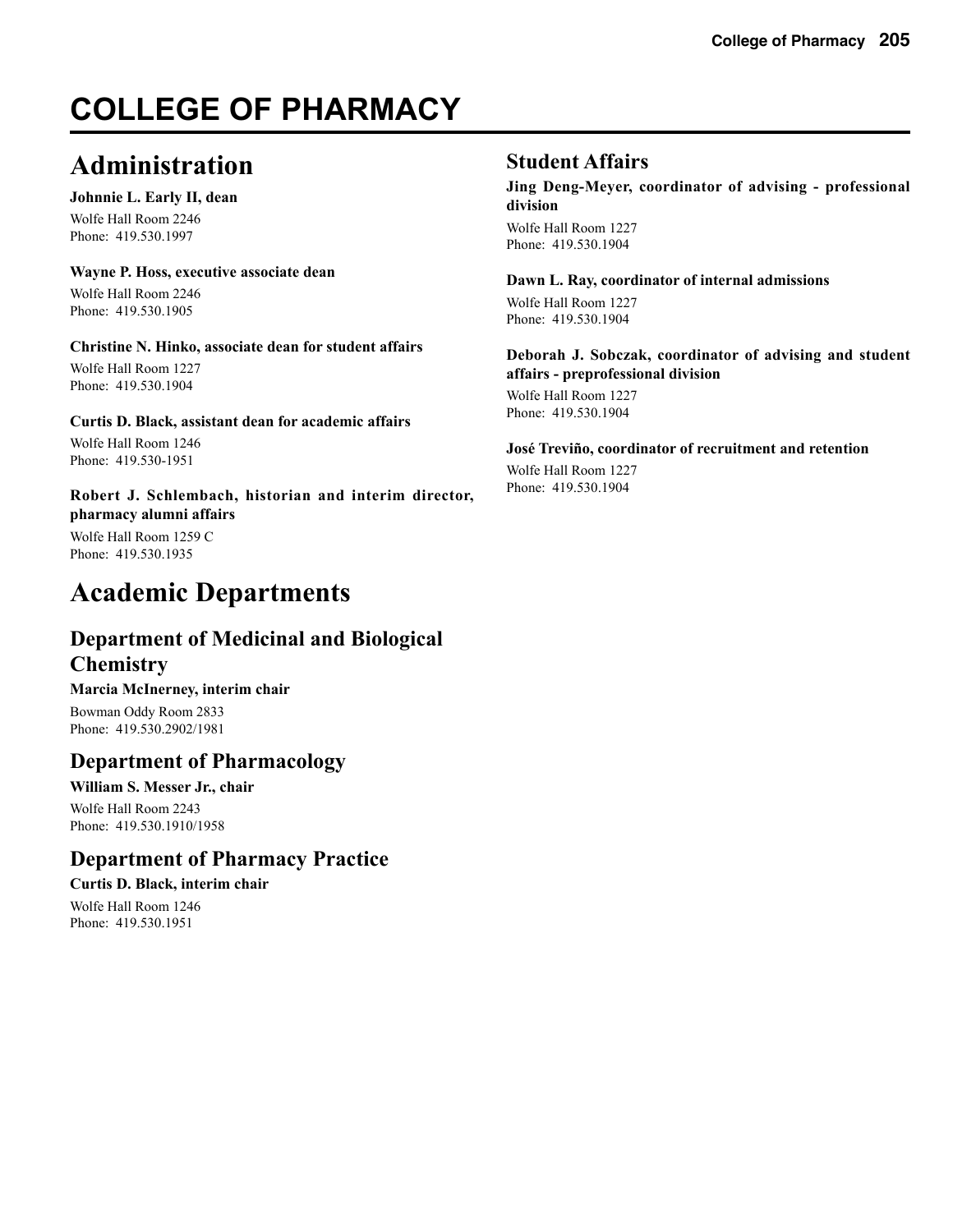# COLLEGE OF PHARMACY

## Administration

**Johnnie L. Early II, dean**

Wolfe Hall Room 2246
Phone: 419.530.1997

**Wayne P. Hoss, executive associate dean**

Wolfe Hall Room 2246
Phone: 419.530.1905

**Christine N. Hinko, associate dean for student affairs**

Wolfe Hall Room 1227
Phone: 419.530.1904

**Curtis D. Black, assistant dean for academic affairs**

Wolfe Hall Room 1246
Phone: 419.530-1951

**Robert J. Schlembach, historian and interim director, pharmacy alumni affairs**

Wolfe Hall Room 1259 C
Phone: 419.530.1935

## Academic Departments

### Department of Medicinal and Biological Chemistry

**Marcia McInerney, interim chair**

Bowman Oddy Room 2833
Phone: 419.530.2902/1981

### Department of Pharmacology

**William S. Messer Jr., chair**

Wolfe Hall Room 2243
Phone: 419.530.1910/1958

### Department of Pharmacy Practice

**Curtis D. Black, interim chair**

Wolfe Hall Room 1246
Phone: 419.530.1951

### Student Affairs

**Jing Deng-Meyer, coordinator of advising - professional division**

Wolfe Hall Room 1227
Phone: 419.530.1904

**Dawn L. Ray, coordinator of internal admissions**

Wolfe Hall Room 1227
Phone: 419.530.1904

**Deborah J. Sobczak, coordinator of advising and student affairs - preprofessional division**

Wolfe Hall Room 1227
Phone: 419.530.1904

**José Treviño, coordinator of recruitment and retention**

Wolfe Hall Room 1227
Phone: 419.530.1904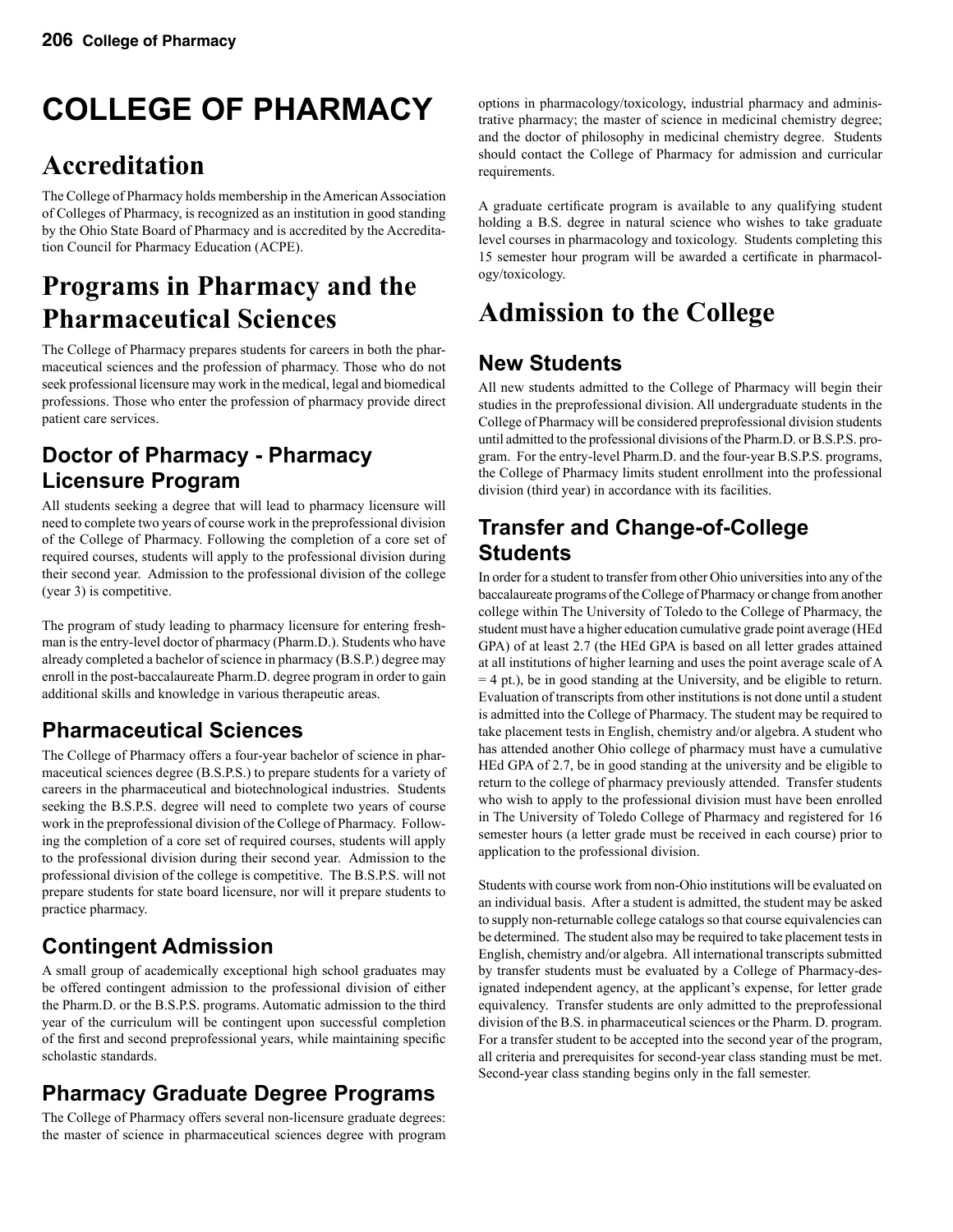# COLLEGE OF PHARMACY

## Accreditation

The College of Pharmacy holds membership in the American Association of Colleges of Pharmacy, is recognized as an institution in good standing by the Ohio State Board of Pharmacy and is accredited by the Accreditation Council for Pharmacy Education (ACPE).

## Programs in Pharmacy and the Pharmaceutical Sciences

The College of Pharmacy prepares students for careers in both the pharmaceutical sciences and the profession of pharmacy. Those who do not seek professional licensure may work in the medical, legal and biomedical professions. Those who enter the profession of pharmacy provide direct patient care services.

### Doctor of Pharmacy - Pharmacy Licensure Program

All students seeking a degree that will lead to pharmacy licensure will need to complete two years of course work in the preprofessional division of the College of Pharmacy. Following the completion of a core set of required courses, students will apply to the professional division during their second year. Admission to the professional division of the college (year 3) is competitive.

The program of study leading to pharmacy licensure for entering freshman is the entry-level doctor of pharmacy (Pharm.D.). Students who have already completed a bachelor of science in pharmacy (B.S.P.) degree may enroll in the post-baccalaureate Pharm.D. degree program in order to gain additional skills and knowledge in various therapeutic areas.

### Pharmaceutical Sciences

The College of Pharmacy offers a four-year bachelor of science in pharmaceutical sciences degree (B.S.P.S.) to prepare students for a variety of careers in the pharmaceutical and biotechnological industries. Students seeking the B.S.P.S. degree will need to complete two years of course work in the preprofessional division of the College of Pharmacy. Following the completion of a core set of required courses, students will apply to the professional division during their second year. Admission to the professional division of the college is competitive. The B.S.P.S. will not prepare students for state board licensure, nor will it prepare students to practice pharmacy.

### Contingent Admission

A small group of academically exceptional high school graduates may be offered contingent admission to the professional division of either the Pharm.D. or the B.S.P.S. programs. Automatic admission to the third year of the curriculum will be contingent upon successful completion of the first and second preprofessional years, while maintaining specific scholastic standards.

### Pharmacy Graduate Degree Programs

The College of Pharmacy offers several non-licensure graduate degrees: the master of science in pharmaceutical sciences degree with program options in pharmacology/toxicology, industrial pharmacy and administrative pharmacy; the master of science in medicinal chemistry degree; and the doctor of philosophy in medicinal chemistry degree. Students should contact the College of Pharmacy for admission and curricular requirements.

A graduate certificate program is available to any qualifying student holding a B.S. degree in natural science who wishes to take graduate level courses in pharmacology and toxicology. Students completing this 15 semester hour program will be awarded a certificate in pharmacology/toxicology.

## Admission to the College

### New Students

All new students admitted to the College of Pharmacy will begin their studies in the preprofessional division. All undergraduate students in the College of Pharmacy will be considered preprofessional division students until admitted to the professional divisions of the Pharm.D. or B.S.P.S. program. For the entry-level Pharm.D. and the four-year B.S.P.S. programs, the College of Pharmacy limits student enrollment into the professional division (third year) in accordance with its facilities.

### Transfer and Change-of-College Students

In order for a student to transfer from other Ohio universities into any of the baccalaureate programs of the College of Pharmacy or change from another college within The University of Toledo to the College of Pharmacy, the student must have a higher education cumulative grade point average (HEd GPA) of at least 2.7 (the HEd GPA is based on all letter grades attained at all institutions of higher learning and uses the point average scale of A = 4 pt.), be in good standing at the University, and be eligible to return. Evaluation of transcripts from other institutions is not done until a student is admitted into the College of Pharmacy. The student may be required to take placement tests in English, chemistry and/or algebra. A student who has attended another Ohio college of pharmacy must have a cumulative HEd GPA of 2.7, be in good standing at the university and be eligible to return to the college of pharmacy previously attended. Transfer students who wish to apply to the professional division must have been enrolled in The University of Toledo College of Pharmacy and registered for 16 semester hours (a letter grade must be received in each course) prior to application to the professional division.

Students with course work from non-Ohio institutions will be evaluated on an individual basis. After a student is admitted, the student may be asked to supply non-returnable college catalogs so that course equivalencies can be determined. The student also may be required to take placement tests in English, chemistry and/or algebra. All international transcripts submitted by transfer students must be evaluated by a College of Pharmacy-designated independent agency, at the applicant's expense, for letter grade equivalency. Transfer students are only admitted to the preprofessional division of the B.S. in pharmaceutical sciences or the Pharm. D. program. For a transfer student to be accepted into the second year of the program, all criteria and prerequisites for second-year class standing must be met. Second-year class standing begins only in the fall semester.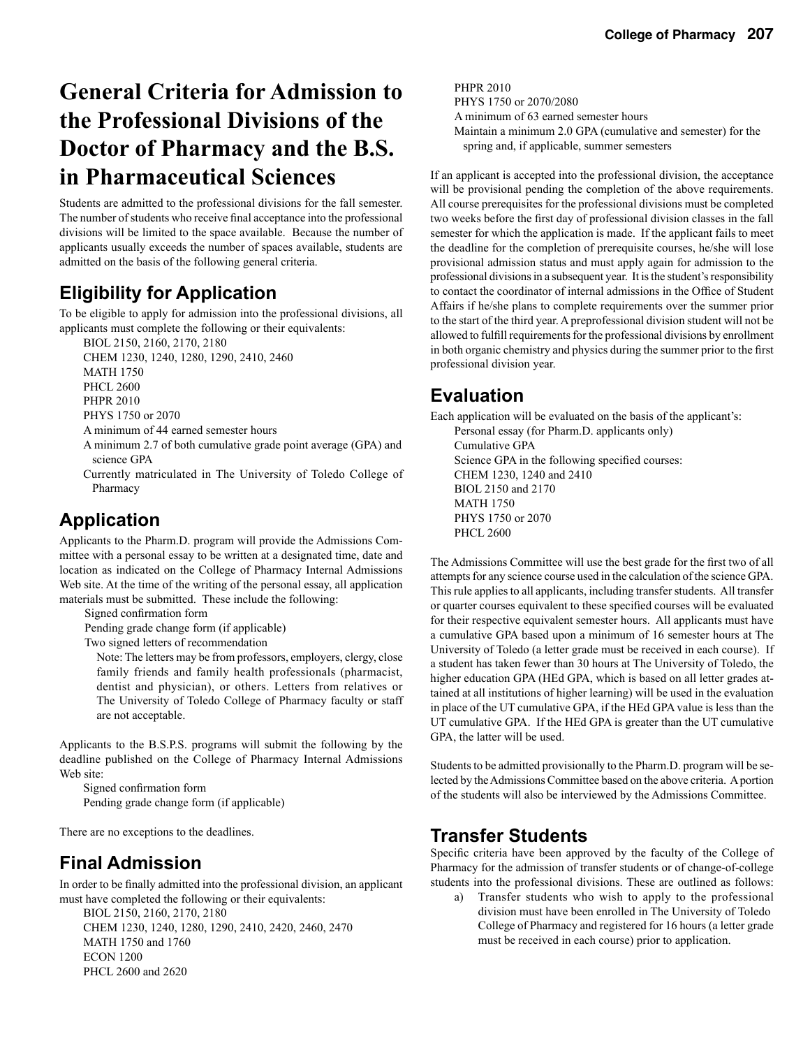# General Criteria for Admission to the Professional Divisions of the Doctor of Pharmacy and the B.S. in Pharmaceutical Sciences

Students are admitted to the professional divisions for the fall semester. The number of students who receive final acceptance into the professional divisions will be limited to the space available. Because the number of applicants usually exceeds the number of spaces available, students are admitted on the basis of the following general criteria.

## Eligibility for Application

To be eligible to apply for admission into the professional divisions, all applicants must complete the following or their equivalents:

- BIOL 2150, 2160, 2170, 2180
- CHEM 1230, 1240, 1280, 1290, 2410, 2460
- MATH 1750
- PHCL 2600
- PHPR 2010
- PHYS 1750 or 2070
- A minimum of 44 earned semester hours
- A minimum 2.7 of both cumulative grade point average (GPA) and science GPA
- Currently matriculated in The University of Toledo College of Pharmacy

## Application

Applicants to the Pharm.D. program will provide the Admissions Committee with a personal essay to be written at a designated time, date and location as indicated on the College of Pharmacy Internal Admissions Web site. At the time of the writing of the personal essay, all application materials must be submitted. These include the following:

- Signed confirmation form
- Pending grade change form (if applicable)
- Two signed letters of recommendation

  Note: The letters may be from professors, employers, clergy, close family friends and family health professionals (pharmacist, dentist and physician), or others. Letters from relatives or The University of Toledo College of Pharmacy faculty or staff are not acceptable.

Applicants to the B.S.P.S. programs will submit the following by the deadline published on the College of Pharmacy Internal Admissions Web site:

- Signed confirmation form
- Pending grade change form (if applicable)

There are no exceptions to the deadlines.

## Final Admission

In order to be finally admitted into the professional division, an applicant must have completed the following or their equivalents:

- BIOL 2150, 2160, 2170, 2180
- CHEM 1230, 1240, 1280, 1290, 2410, 2420, 2460, 2470
- MATH 1750 and 1760
- ECON 1200
- PHCL 2600 and 2620
- PHPR 2010
- PHYS 1750 or 2070/2080
- A minimum of 63 earned semester hours
- Maintain a minimum 2.0 GPA (cumulative and semester) for the spring and, if applicable, summer semesters

If an applicant is accepted into the professional division, the acceptance will be provisional pending the completion of the above requirements. All course prerequisites for the professional divisions must be completed two weeks before the first day of professional division classes in the fall semester for which the application is made. If the applicant fails to meet the deadline for the completion of prerequisite courses, he/she will lose provisional admission status and must apply again for admission to the professional divisions in a subsequent year. It is the student's responsibility to contact the coordinator of internal admissions in the Office of Student Affairs if he/she plans to complete requirements over the summer prior to the start of the third year. A preprofessional division student will not be allowed to fulfill requirements for the professional divisions by enrollment in both organic chemistry and physics during the summer prior to the first professional division year.

## Evaluation

Each application will be evaluated on the basis of the applicant's:

- Personal essay (for Pharm.D. applicants only)
- Cumulative GPA
- Science GPA in the following specified courses:
  - CHEM 1230, 1240 and 2410
  - BIOL 2150 and 2170
  - MATH 1750
  - PHYS 1750 or 2070
  - PHCL 2600

The Admissions Committee will use the best grade for the first two of all attempts for any science course used in the calculation of the science GPA. This rule applies to all applicants, including transfer students. All transfer or quarter courses equivalent to these specified courses will be evaluated for their respective equivalent semester hours. All applicants must have a cumulative GPA based upon a minimum of 16 semester hours at The University of Toledo (a letter grade must be received in each course). If a student has taken fewer than 30 hours at The University of Toledo, the higher education GPA (HEd GPA, which is based on all letter grades attained at all institutions of higher learning) will be used in the evaluation in place of the UT cumulative GPA, if the HEd GPA value is less than the UT cumulative GPA. If the HEd GPA is greater than the UT cumulative GPA, the latter will be used.

Students to be admitted provisionally to the Pharm.D. program will be selected by the Admissions Committee based on the above criteria. A portion of the students will also be interviewed by the Admissions Committee.

## Transfer Students

Specific criteria have been approved by the faculty of the College of Pharmacy for the admission of transfer students or of change-of-college students into the professional divisions. These are outlined as follows:

a) Transfer students who wish to apply to the professional division must have been enrolled in The University of Toledo College of Pharmacy and registered for 16 hours (a letter grade must be received in each course) prior to application.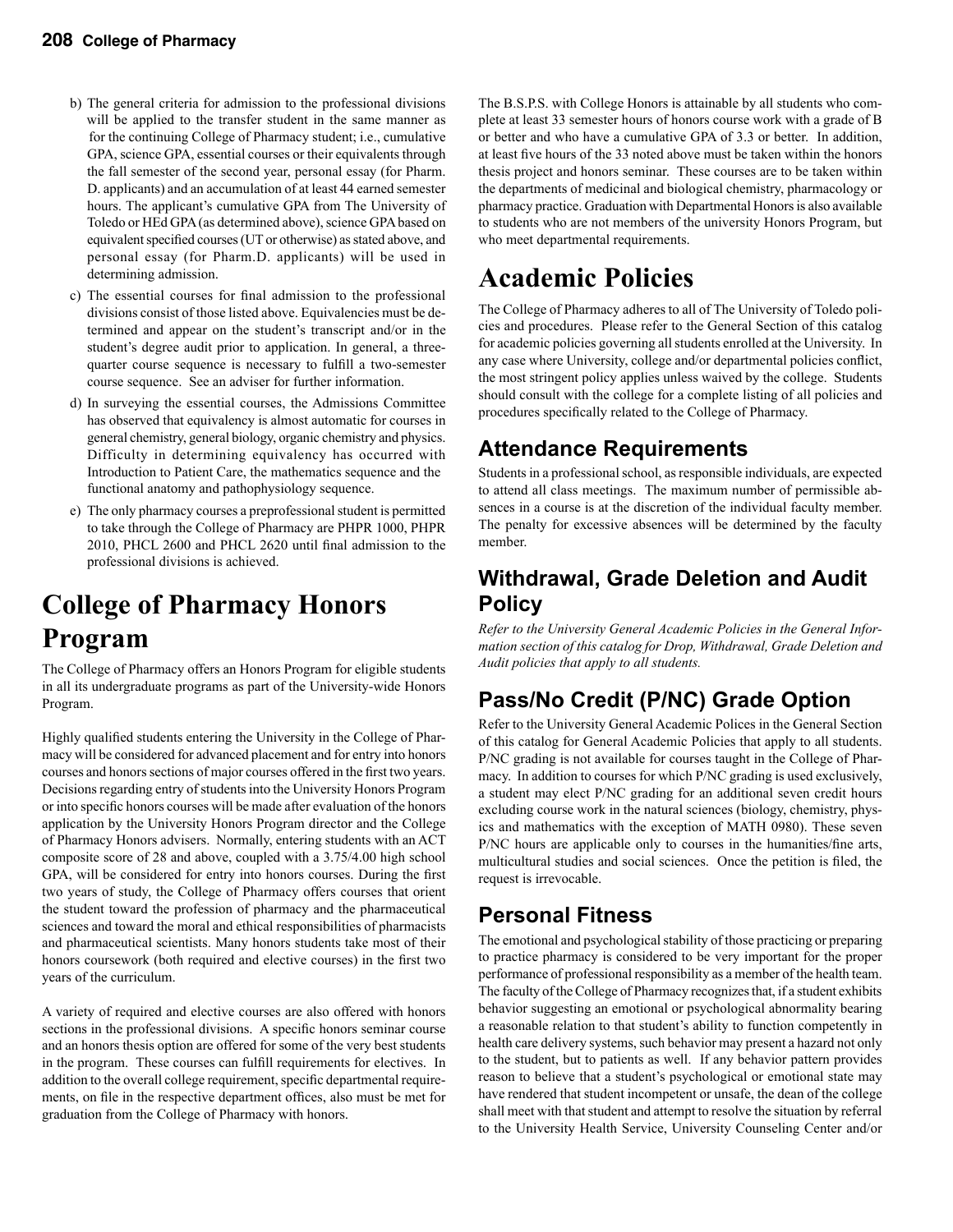b) The general criteria for admission to the professional divisions will be applied to the transfer student in the same manner as for the continuing College of Pharmacy student; i.e., cumulative GPA, science GPA, essential courses or their equivalents through the fall semester of the second year, personal essay (for Pharm. D. applicants) and an accumulation of at least 44 earned semester hours. The applicant's cumulative GPA from The University of Toledo or HEd GPA (as determined above), science GPA based on equivalent specified courses (UT or otherwise) as stated above, and personal essay (for Pharm.D. applicants) will be used in determining admission.

c) The essential courses for final admission to the professional divisions consist of those listed above. Equivalencies must be determined and appear on the student's transcript and/or in the student's degree audit prior to application. In general, a three-quarter course sequence is necessary to fulfill a two-semester course sequence. See an adviser for further information.

d) In surveying the essential courses, the Admissions Committee has observed that equivalency is almost automatic for courses in general chemistry, general biology, organic chemistry and physics. Difficulty in determining equivalency has occurred with Introduction to Patient Care, the mathematics sequence and the functional anatomy and pathophysiology sequence.

e) The only pharmacy courses a preprofessional student is permitted to take through the College of Pharmacy are PHPR 1000, PHPR 2010, PHCL 2600 and PHCL 2620 until final admission to the professional divisions is achieved.

# College of Pharmacy Honors Program

The College of Pharmacy offers an Honors Program for eligible students in all its undergraduate programs as part of the University-wide Honors Program.

Highly qualified students entering the University in the College of Pharmacy will be considered for advanced placement and for entry into honors courses and honors sections of major courses offered in the first two years. Decisions regarding entry of students into the University Honors Program or into specific honors courses will be made after evaluation of the honors application by the University Honors Program director and the College of Pharmacy Honors advisers. Normally, entering students with an ACT composite score of 28 and above, coupled with a 3.75/4.00 high school GPA, will be considered for entry into honors courses. During the first two years of study, the College of Pharmacy offers courses that orient the student toward the profession of pharmacy and the pharmaceutical sciences and toward the moral and ethical responsibilities of pharmacists and pharmaceutical scientists. Many honors students take most of their honors coursework (both required and elective courses) in the first two years of the curriculum.

A variety of required and elective courses are also offered with honors sections in the professional divisions. A specific honors seminar course and an honors thesis option are offered for some of the very best students in the program. These courses can fulfill requirements for electives. In addition to the overall college requirement, specific departmental requirements, on file in the respective department offices, also must be met for graduation from the College of Pharmacy with honors.

The B.S.P.S. with College Honors is attainable by all students who complete at least 33 semester hours of honors course work with a grade of B or better and who have a cumulative GPA of 3.3 or better. In addition, at least five hours of the 33 noted above must be taken within the honors thesis project and honors seminar. These courses are to be taken within the departments of medicinal and biological chemistry, pharmacology or pharmacy practice. Graduation with Departmental Honors is also available to students who are not members of the university Honors Program, but who meet departmental requirements.

# Academic Policies

The College of Pharmacy adheres to all of The University of Toledo policies and procedures. Please refer to the General Section of this catalog for academic policies governing all students enrolled at the University. In any case where University, college and/or departmental policies conflict, the most stringent policy applies unless waived by the college. Students should consult with the college for a complete listing of all policies and procedures specifically related to the College of Pharmacy.

## Attendance Requirements

Students in a professional school, as responsible individuals, are expected to attend all class meetings. The maximum number of permissible absences in a course is at the discretion of the individual faculty member. The penalty for excessive absences will be determined by the faculty member.

## Withdrawal, Grade Deletion and Audit Policy

*Refer to the University General Academic Policies in the General Information section of this catalog for Drop, Withdrawal, Grade Deletion and Audit policies that apply to all students.*

## Pass/No Credit (P/NC) Grade Option

Refer to the University General Academic Polices in the General Section of this catalog for General Academic Policies that apply to all students. P/NC grading is not available for courses taught in the College of Pharmacy. In addition to courses for which P/NC grading is used exclusively, a student may elect P/NC grading for an additional seven credit hours excluding course work in the natural sciences (biology, chemistry, physics and mathematics with the exception of MATH 0980). These seven P/NC hours are applicable only to courses in the humanities/fine arts, multicultural studies and social sciences. Once the petition is filed, the request is irrevocable.

## Personal Fitness

The emotional and psychological stability of those practicing or preparing to practice pharmacy is considered to be very important for the proper performance of professional responsibility as a member of the health team. The faculty of the College of Pharmacy recognizes that, if a student exhibits behavior suggesting an emotional or psychological abnormality bearing a reasonable relation to that student's ability to function competently in health care delivery systems, such behavior may present a hazard not only to the student, but to patients as well. If any behavior pattern provides reason to believe that a student's psychological or emotional state may have rendered that student incompetent or unsafe, the dean of the college shall meet with that student and attempt to resolve the situation by referral to the University Health Service, University Counseling Center and/or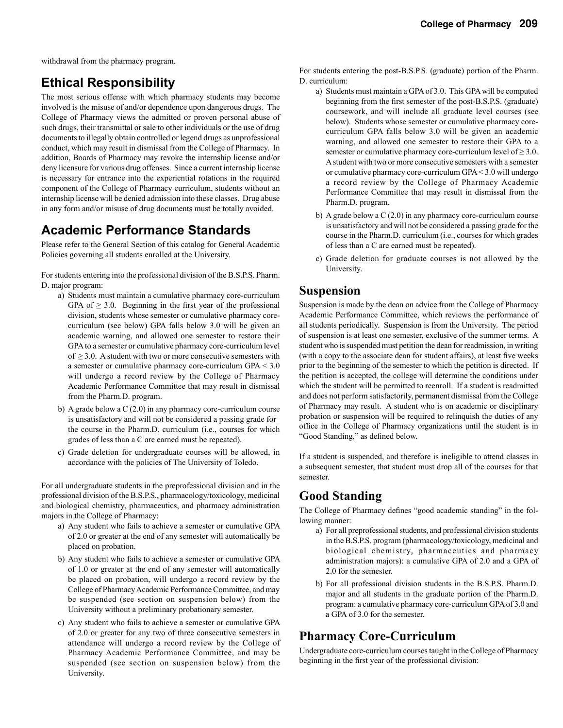withdrawal from the pharmacy program.

## Ethical Responsibility

The most serious offense with which pharmacy students may become involved is the misuse of and/or dependence upon dangerous drugs. The College of Pharmacy views the admitted or proven personal abuse of such drugs, their transmittal or sale to other individuals or the use of drug documents to illegally obtain controlled or legend drugs as unprofessional conduct, which may result in dismissal from the College of Pharmacy. In addition, Boards of Pharmacy may revoke the internship license and/or deny licensure for various drug offenses. Since a current internship license is necessary for entrance into the experiential rotations in the required component of the College of Pharmacy curriculum, students without an internship license will be denied admission into these classes. Drug abuse in any form and/or misuse of drug documents must be totally avoided.

## Academic Performance Standards

Please refer to the General Section of this catalog for General Academic Policies governing all students enrolled at the University.

For students entering into the professional division of the B.S.P.S. Pharm. D. major program:

a) Students must maintain a cumulative pharmacy core-curriculum GPA of $\geq 3.0$. Beginning in the first year of the professional division, students whose semester or cumulative pharmacy core-curriculum (see below) GPA falls below 3.0 will be given an academic warning, and allowed one semester to restore their GPA to a semester or cumulative pharmacy core-curriculum level of $\geq 3.0$. A student with two or more consecutive semesters with a semester or cumulative pharmacy core-curriculum GPA $< 3.0$ will undergo a record review by the College of Pharmacy Academic Performance Committee that may result in dismissal from the Pharm.D. program.

b) A grade below a C (2.0) in any pharmacy core-curriculum course is unsatisfactory and will not be considered a passing grade for the course in the Pharm.D. curriculum (i.e., courses for which grades of less than a C are earned must be repeated).

c) Grade deletion for undergraduate courses will be allowed, in accordance with the policies of The University of Toledo.

For all undergraduate students in the preprofessional division and in the professional division of the B.S.P.S., pharmacology/toxicology, medicinal and biological chemistry, pharmaceutics, and pharmacy administration majors in the College of Pharmacy:

a) Any student who fails to achieve a semester or cumulative GPA of 2.0 or greater at the end of any semester will automatically be placed on probation.

b) Any student who fails to achieve a semester or cumulative GPA of 1.0 or greater at the end of any semester will automatically be placed on probation, will undergo a record review by the College of Pharmacy Academic Performance Committee, and may be suspended (see section on suspension below) from the University without a preliminary probationary semester.

c) Any student who fails to achieve a semester or cumulative GPA of 2.0 or greater for any two of three consecutive semesters in attendance will undergo a record review by the College of Pharmacy Academic Performance Committee, and may be suspended (see section on suspension below) from the University.

For students entering the post-B.S.P.S. (graduate) portion of the Pharm. D. curriculum:

a) Students must maintain a GPA of 3.0. This GPA will be computed beginning from the first semester of the post-B.S.P.S. (graduate) coursework, and will include all graduate level courses (see below). Students whose semester or cumulative pharmacy core-curriculum GPA falls below 3.0 will be given an academic warning, and allowed one semester to restore their GPA to a semester or cumulative pharmacy core-curriculum level of $\geq 3.0$. A student with two or more consecutive semesters with a semester or cumulative pharmacy core-curriculum GPA $< 3.0$ will undergo a record review by the College of Pharmacy Academic Performance Committee that may result in dismissal from the Pharm.D. program.

b) A grade below a C (2.0) in any pharmacy core-curriculum course is unsatisfactory and will not be considered a passing grade for the course in the Pharm.D. curriculum (i.e., courses for which grades of less than a C are earned must be repeated).

c) Grade deletion for graduate courses is not allowed by the University.

## Suspension

Suspension is made by the dean on advice from the College of Pharmacy Academic Performance Committee, which reviews the performance of all students periodically. Suspension is from the University. The period of suspension is at least one semester, exclusive of the summer terms. A student who is suspended must petition the dean for readmission, in writing (with a copy to the associate dean for student affairs), at least five weeks prior to the beginning of the semester to which the petition is directed. If the petition is accepted, the college will determine the conditions under which the student will be permitted to reenroll. If a student is readmitted and does not perform satisfactorily, permanent dismissal from the College of Pharmacy may result. A student who is on academic or disciplinary probation or suspension will be required to relinquish the duties of any office in the College of Pharmacy organizations until the student is in "Good Standing," as defined below.

If a student is suspended, and therefore is ineligible to attend classes in a subsequent semester, that student must drop all of the courses for that semester.

## Good Standing

The College of Pharmacy defines "good academic standing" in the following manner:

a) For all preprofessional students, and professional division students in the B.S.P.S. program (pharmacology/toxicology, medicinal and biological chemistry, pharmaceutics and pharmacy administration majors): a cumulative GPA of 2.0 and a GPA of 2.0 for the semester.

b) For all professional division students in the B.S.P.S. Pharm.D. major and all students in the graduate portion of the Pharm.D. program: a cumulative pharmacy core-curriculum GPA of 3.0 and a GPA of 3.0 for the semester.

## Pharmacy Core-Curriculum

Undergraduate core-curriculum courses taught in the College of Pharmacy beginning in the first year of the professional division: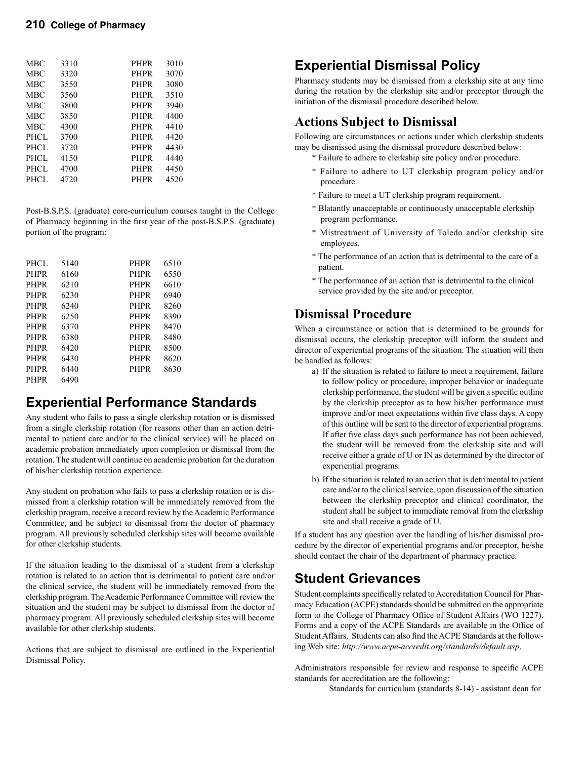| | | | |
|---|---|---|---|
| MBC | 3310 | PHPR | 3010 |
| MBC | 3320 | PHPR | 3070 |
| MBC | 3550 | PHPR | 3080 |
| MBC | 3560 | PHPR | 3510 |
| MBC | 3800 | PHPR | 3940 |
| MBC | 3850 | PHPR | 4400 |
| MBC | 4300 | PHPR | 4410 |
| PHCL | 3700 | PHPR | 4420 |
| PHCL | 3720 | PHPR | 4430 |
| PHCL | 4150 | PHPR | 4440 |
| PHCL | 4700 | PHPR | 4450 |
| PHCL | 4720 | PHPR | 4520 |

Post-B.S.P.S. (graduate) core-curriculum courses taught in the College of Pharmacy beginning in the first year of the post-B.S.P.S. (graduate) portion of the program:

| | | | |
|---|---|---|---|
| PHCL | 5140 | PHPR | 6510 |
| PHPR | 6160 | PHPR | 6550 |
| PHPR | 6210 | PHPR | 6610 |
| PHPR | 6230 | PHPR | 6940 |
| PHPR | 6240 | PHPR | 8260 |
| PHPR | 6250 | PHPR | 8390 |
| PHPR | 6370 | PHPR | 8470 |
| PHPR | 6380 | PHPR | 8480 |
| PHPR | 6420 | PHPR | 8500 |
| PHPR | 6430 | PHPR | 8620 |
| PHPR | 6440 | PHPR | 8630 |
| PHPR | 6490 | | |

## Experiential Performance Standards

Any student who fails to pass a single clerkship rotation or is dismissed from a single clerkship rotation (for reasons other than an action detrimental to patient care and/or to the clinical service) will be placed on academic probation immediately upon completion or dismissal from the rotation. The student will continue on academic probation for the duration of his/her clerkship rotation experience.

Any student on probation who fails to pass a clerkship rotation or is dismissed from a clerkship rotation will be immediately removed from the clerkship program, receive a record review by the Academic Performance Committee, and be subject to dismissal from the doctor of pharmacy program. All previously scheduled clerkship sites will become available for other clerkship students.

If the situation leading to the dismissal of a student from a clerkship rotation is related to an action that is detrimental to patient care and/or the clinical service, the student will be immediately removed from the clerkship program. The Academic Performance Committee will review the situation and the student may be subject to dismissal from the doctor of pharmacy program. All previously scheduled clerkship sites will become available for other clerkship students.

Actions that are subject to dismissal are outlined in the Experiential Dismissal Policy.

## Experiential Dismissal Policy

Pharmacy students may be dismissed from a clerkship site at any time during the rotation by the clerkship site and/or preceptor through the initiation of the dismissal procedure described below.

### Actions Subject to Dismissal

Following are circumstances or actions under which clerkship students may be dismissed using the dismissal procedure described below:

- Failure to adhere to clerkship site policy and/or procedure.
- Failure to adhere to UT clerkship program policy and/or procedure.
- Failure to meet a UT clerkship program requirement.
- Blatantly unacceptable or continuously unacceptable clerkship program performance.
- Mistreatment of University of Toledo and/or clerkship site employees.
- The performance of an action that is detrimental to the care of a patient.
- The performance of an action that is detrimental to the clinical service provided by the site and/or preceptor.

### Dismissal Procedure

When a circumstance or action that is determined to be grounds for dismissal occurs, the clerkship preceptor will inform the student and director of experiential programs of the situation. The situation will then be handled as follows:

a) If the situation is related to failure to meet a requirement, failure to follow policy or procedure, improper behavior or inadequate clerkship performance, the student will be given a specific outline by the clerkship preceptor as to how his/her performance must improve and/or meet expectations within five class days. A copy of this outline will be sent to the director of experiential programs. If after five class days such performance has not been achieved, the student will be removed from the clerkship site and will receive either a grade of U or IN as determined by the director of experiential programs.

b) If the situation is related to an action that is detrimental to patient care and/or to the clinical service, upon discussion of the situation between the clerkship preceptor and clinical coordinator, the student shall be subject to immediate removal from the clerkship site and shall receive a grade of U.

If a student has any question over the handling of his/her dismissal procedure by the director of experiential programs and/or preceptor, he/she should contact the chair of the department of pharmacy practice.

## Student Grievances

Student complaints specifically related to Accreditation Council for Pharmacy Education (ACPE) standards should be submitted on the appropriate form to the College of Pharmacy Office of Student Affairs (WO 1227). Forms and a copy of the ACPE Standards are available in the Office of Student Affairs. Students can also find the ACPE Standards at the following Web site: *http://www.acpe-accredit.org/standards/default.asp*.

Administrators responsible for review and response to specific ACPE standards for accreditation are the following:

Standards for curriculum (standards 8-14) - assistant dean for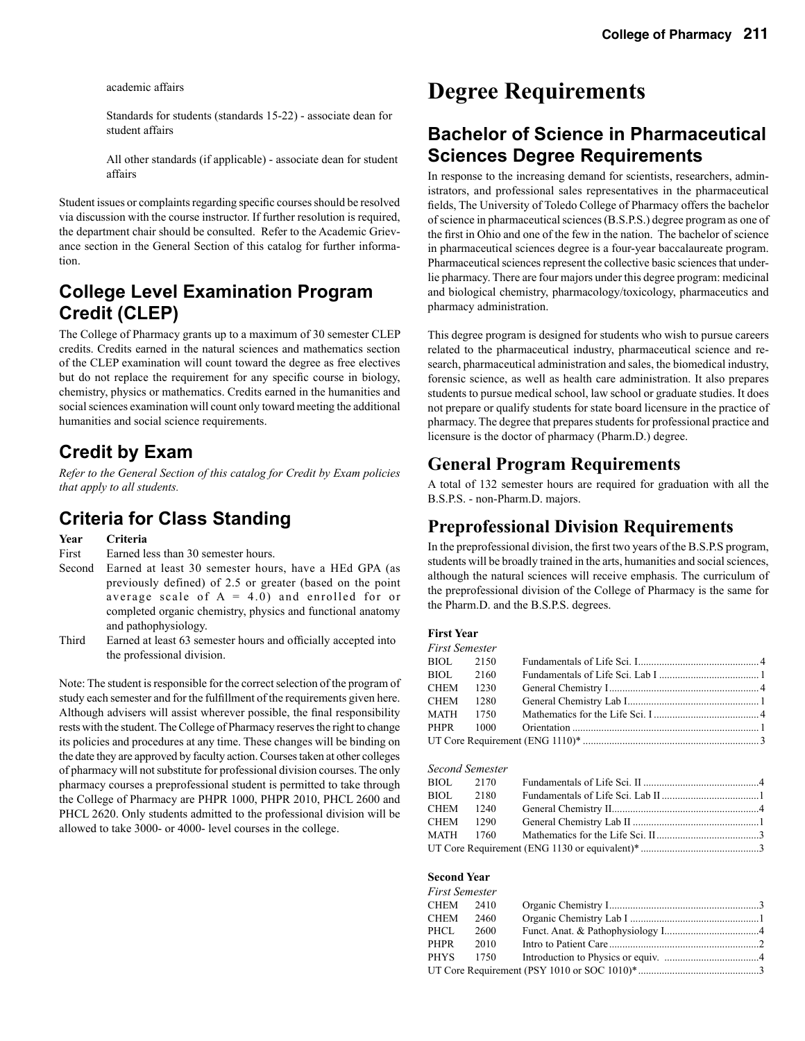academic affairs

Standards for students (standards 15-22) - associate dean for student affairs

All other standards (if applicable) - associate dean for student affairs

Student issues or complaints regarding specific courses should be resolved via discussion with the course instructor. If further resolution is required, the department chair should be consulted. Refer to the Academic Grievance section in the General Section of this catalog for further information.

## College Level Examination Program Credit (CLEP)

The College of Pharmacy grants up to a maximum of 30 semester CLEP credits. Credits earned in the natural sciences and mathematics section of the CLEP examination will count toward the degree as free electives but do not replace the requirement for any specific course in biology, chemistry, physics or mathematics. Credits earned in the humanities and social sciences examination will count only toward meeting the additional humanities and social science requirements.

## Credit by Exam

*Refer to the General Section of this catalog for Credit by Exam policies that apply to all students.*

## Criteria for Class Standing

| Year | Criteria |
|---|---|
| First | Earned less than 30 semester hours. |
| Second | Earned at least 30 semester hours, have a HEd GPA (as previously defined) of 2.5 or greater (based on the point average scale of A = 4.0) and enrolled for or completed organic chemistry, physics and functional anatomy and pathophysiology. |
| Third | Earned at least 63 semester hours and officially accepted into the professional division. |

Note: The student is responsible for the correct selection of the program of study each semester and for the fulfillment of the requirements given here. Although advisers will assist wherever possible, the final responsibility rests with the student. The College of Pharmacy reserves the right to change its policies and procedures at any time. These changes will be binding on the date they are approved by faculty action. Courses taken at other colleges of pharmacy will not substitute for professional division courses. The only pharmacy courses a preprofessional student is permitted to take through the College of Pharmacy are PHPR 1000, PHPR 2010, PHCL 2600 and PHCL 2620. Only students admitted to the professional division will be allowed to take 3000- or 4000- level courses in the college.

# Degree Requirements

## Bachelor of Science in Pharmaceutical Sciences Degree Requirements

In response to the increasing demand for scientists, researchers, administrators, and professional sales representatives in the pharmaceutical fields, The University of Toledo College of Pharmacy offers the bachelor of science in pharmaceutical sciences (B.S.P.S.) degree program as one of the first in Ohio and one of the few in the nation. The bachelor of science in pharmaceutical sciences degree is a four-year baccalaureate program. Pharmaceutical sciences represent the collective basic sciences that underlie pharmacy. There are four majors under this degree program: medicinal and biological chemistry, pharmacology/toxicology, pharmaceutics and pharmacy administration.

This degree program is designed for students who wish to pursue careers related to the pharmaceutical industry, pharmaceutical science and research, pharmaceutical administration and sales, the biomedical industry, forensic science, as well as health care administration. It also prepares students to pursue medical school, law school or graduate studies. It does not prepare or qualify students for state board licensure in the practice of pharmacy. The degree that prepares students for professional practice and licensure is the doctor of pharmacy (Pharm.D.) degree.

## General Program Requirements

A total of 132 semester hours are required for graduation with all the B.S.P.S. - non-Pharm.D. majors.

## Preprofessional Division Requirements

In the preprofessional division, the first two years of the B.S.P.S program, students will be broadly trained in the arts, humanities and social sciences, although the natural sciences will receive emphasis. The curriculum of the preprofessional division of the College of Pharmacy is the same for the Pharm.D. and the B.S.P.S. degrees.

**First Year**

*First Semester*

| | | | |
|---|---|---|---|
| BIOL | 2150 | Fundamentals of Life Sci. I | 4 |
| BIOL | 2160 | Fundamentals of Life Sci. Lab I | 1 |
| CHEM | 1230 | General Chemistry I | 4 |
| CHEM | 1280 | General Chemistry Lab I | 1 |
| MATH | 1750 | Mathematics for the Life Sci. I | 4 |
| PHPR | 1000 | Orientation | 1 |
| UT Core Requirement (ENG 1110)* | | | 3 |

*Second Semester*

| | | | |
|---|---|---|---|
| BIOL | 2170 | Fundamentals of Life Sci. II | 4 |
| BIOL | 2180 | Fundamentals of Life Sci. Lab II | 1 |
| CHEM | 1240 | General Chemistry II | 4 |
| CHEM | 1290 | General Chemistry Lab II | 1 |
| MATH | 1760 | Mathematics for the Life Sci. II | 3 |
| UT Core Requirement (ENG 1130 or equivalent)* | | | 3 |

**Second Year**

*First Semester*

| | | | |
|---|---|---|---|
| CHEM | 2410 | Organic Chemistry I | 3 |
| CHEM | 2460 | Organic Chemistry Lab I | 1 |
| PHCL | 2600 | Funct. Anat. & Pathophysiology I | 4 |
| PHPR | 2010 | Intro to Patient Care | 2 |
| PHYS | 1750 | Introduction to Physics or equiv. | 4 |
| UT Core Requirement (PSY 1010 or SOC 1010)* | | | 3 |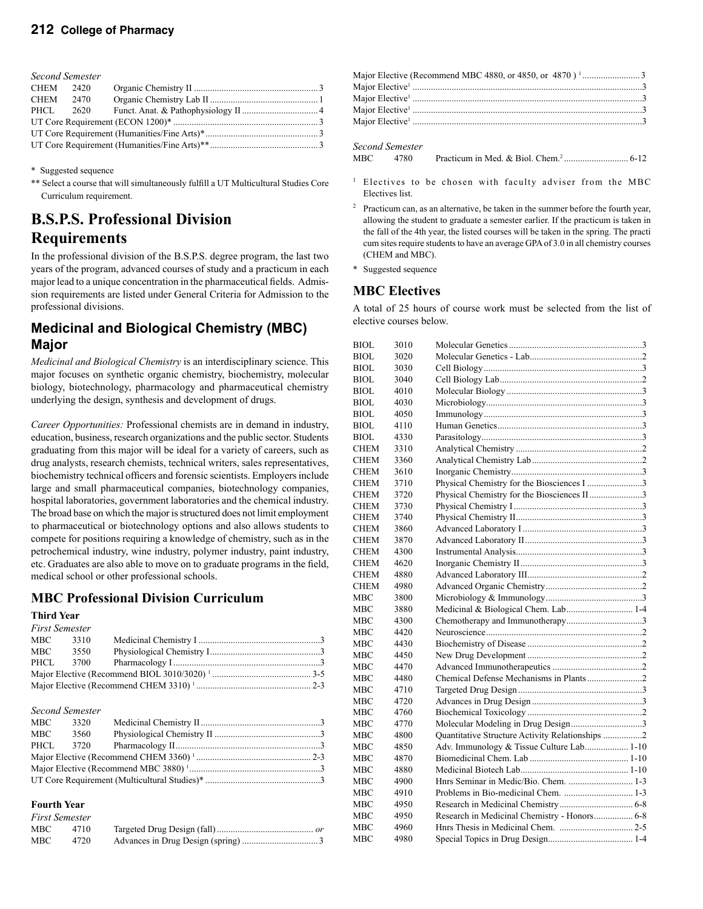*Second Semester*

| | | | |
|---|---|---|---|
| CHEM | 2420 | Organic Chemistry II | 3 |
| CHEM | 2470 | Organic Chemistry Lab II | 1 |
| PHCL | 2620 | Funct. Anat. & Pathophysiology II | 4 |
| UT Core Requirement (ECON 1200)* | | | 3 |
| UT Core Requirement (Humanities/Fine Arts)* | | | 3 |
| UT Core Requirement (Humanities/Fine Arts)** | | | 3 |

\* Suggested sequence

\*\* Select a course that will simultaneously fulfill a UT Multicultural Studies Core Curriculum requirement.

# B.S.P.S. Professional Division Requirements

In the professional division of the B.S.P.S. degree program, the last two years of the program, advanced courses of study and a practicum in each major lead to a unique concentration in the pharmaceutical fields. Admission requirements are listed under General Criteria for Admission to the professional divisions.

## Medicinal and Biological Chemistry (MBC) Major

*Medicinal and Biological Chemistry* is an interdisciplinary science. This major focuses on synthetic organic chemistry, biochemistry, molecular biology, biotechnology, pharmacology and pharmaceutical chemistry underlying the design, synthesis and development of drugs.

*Career Opportunities:* Professional chemists are in demand in industry, education, business, research organizations and the public sector. Students graduating from this major will be ideal for a variety of careers, such as drug analysts, research chemists, technical writers, sales representatives, biochemistry technical officers and forensic scientists. Employers include large and small pharmaceutical companies, biotechnology companies, hospital laboratories, government laboratories and the chemical industry. The broad base on which the major is structured does not limit employment to pharmaceutical or biotechnology options and also allows students to compete for positions requiring a knowledge of chemistry, such as in the petrochemical industry, wine industry, polymer industry, paint industry, etc. Graduates are also able to move on to graduate programs in the field, medical school or other professional schools.

### MBC Professional Division Curriculum

**Third Year**

*First Semester*

| | | | |
|---|---|---|---|
| MBC | 3310 | Medicinal Chemistry I | 3 |
| MBC | 3550 | Physiological Chemistry I | 3 |
| PHCL | 3700 | Pharmacology I | 3 |
| Major Elective (Recommend BIOL 3010/3020) [1] | | | 3-5 |
| Major Elective (Recommend CHEM 3310) [1] | | | 2-3 |

*Second Semester*

| | | | |
|---|---|---|---|
| MBC | 3320 | Medicinal Chemistry II | 3 |
| MBC | 3560 | Physiological Chemistry II | 3 |
| PHCL | 3720 | Pharmacology II | 3 |
| Major Elective (Recommend CHEM 3360) [1] | | | 2-3 |
| Major Elective (Recommend MBC 3880) [1] | | | 3 |
| UT Core Requirement (Multicultural Studies)* | | | 3 |

**Fourth Year**

*First Semester*

| | | | |
|---|---|---|---|
| MBC | 4710 | Targeted Drug Design (fall) | *or* |
| MBC | 4720 | Advances in Drug Design (spring) | 3 |
| Major Elective (Recommend MBC 4880, or 4850, or 4870 ) [1] | | | 3 |
| Major Elective[1] | | | 3 |
| Major Elective[1] | | | 3 |
| Major Elective[1] | | | 3 |
| Major Elective[1] | | | 3 |

*Second Semester*

| | | | |
|---|---|---|---|
| MBC | 4780 | Practicum in Med. & Biol. Chem.[2] | 6-12 |

[1] Electives to be chosen with faculty adviser from the MBC Electives list.

[2] Practicum can, as an alternative, be taken in the summer before the fourth year, allowing the student to graduate a semester earlier. If the practicum is taken in the fall of the 4th year, the listed courses will be taken in the spring. The practicum sites require students to have an average GPA of 3.0 in all chemistry courses (CHEM and MBC).

\* Suggested sequence

### MBC Electives

A total of 25 hours of course work must be selected from the list of elective courses below.

| | | | |
|---|---|---|---|
| BIOL | 3010 | Molecular Genetics | 3 |
| BIOL | 3020 | Molecular Genetics - Lab | 2 |
| BIOL | 3030 | Cell Biology | 3 |
| BIOL | 3040 | Cell Biology Lab | 2 |
| BIOL | 4010 | Molecular Biology | 3 |
| BIOL | 4030 | Microbiology | 3 |
| BIOL | 4050 | Immunology | 3 |
| BIOL | 4110 | Human Genetics | 3 |
| BIOL | 4330 | Parasitology | 3 |
| CHEM | 3310 | Analytical Chemistry | 2 |
| CHEM | 3360 | Analytical Chemistry Lab | 2 |
| CHEM | 3610 | Inorganic Chemistry | 3 |
| CHEM | 3710 | Physical Chemistry for the Biosciences I | 3 |
| CHEM | 3720 | Physical Chemistry for the Biosciences II | 3 |
| CHEM | 3730 | Physical Chemistry I | 3 |
| CHEM | 3740 | Physical Chemistry II | 3 |
| CHEM | 3860 | Advanced Laboratory I | 3 |
| CHEM | 3870 | Advanced Laboratory II | 3 |
| CHEM | 4300 | Instrumental Analysis | 3 |
| CHEM | 4620 | Inorganic Chemistry II | 3 |
| CHEM | 4880 | Advanced Laboratory III | 2 |
| CHEM | 4980 | Advanced Organic Chemistry | 2 |
| MBC | 3800 | Microbiology & Immunology | 3 |
| MBC | 3880 | Medicinal & Biological Chem. Lab | 1-4 |
| MBC | 4300 | Chemotherapy and Immunotherapy | 3 |
| MBC | 4420 | Neuroscience | 2 |
| MBC | 4430 | Biochemistry of Disease | 2 |
| MBC | 4450 | New Drug Development | 2 |
| MBC | 4470 | Advanced Immunotherapeutics | 2 |
| MBC | 4480 | Chemical Defense Mechanisms in Plants | 2 |
| MBC | 4710 | Targeted Drug Design | 3 |
| MBC | 4720 | Advances in Drug Design | 3 |
| MBC | 4760 | Biochemical Toxicology | 2 |
| MBC | 4770 | Molecular Modeling in Drug Design | 3 |
| MBC | 4800 | Quantitative Structure Activity Relationships | 2 |
| MBC | 4850 | Adv. Immunology & Tissue Culture Lab | 1-10 |
| MBC | 4870 | Biomedicinal Chem. Lab | 1-10 |
| MBC | 4880 | Medicinal Biotech Lab | 1-10 |
| MBC | 4900 | Hnrs Seminar in Medic/Bio. Chem. | 1-3 |
| MBC | 4910 | Problems in Bio-medicinal Chem. | 1-3 |
| MBC | 4950 | Research in Medicinal Chemistry | 6-8 |
| MBC | 4950 | Research in Medicinal Chemistry - Honors | 6-8 |
| MBC | 4960 | Hnrs Thesis in Medicinal Chem. | 2-5 |
| MBC | 4980 | Special Topics in Drug Design | 1-4 |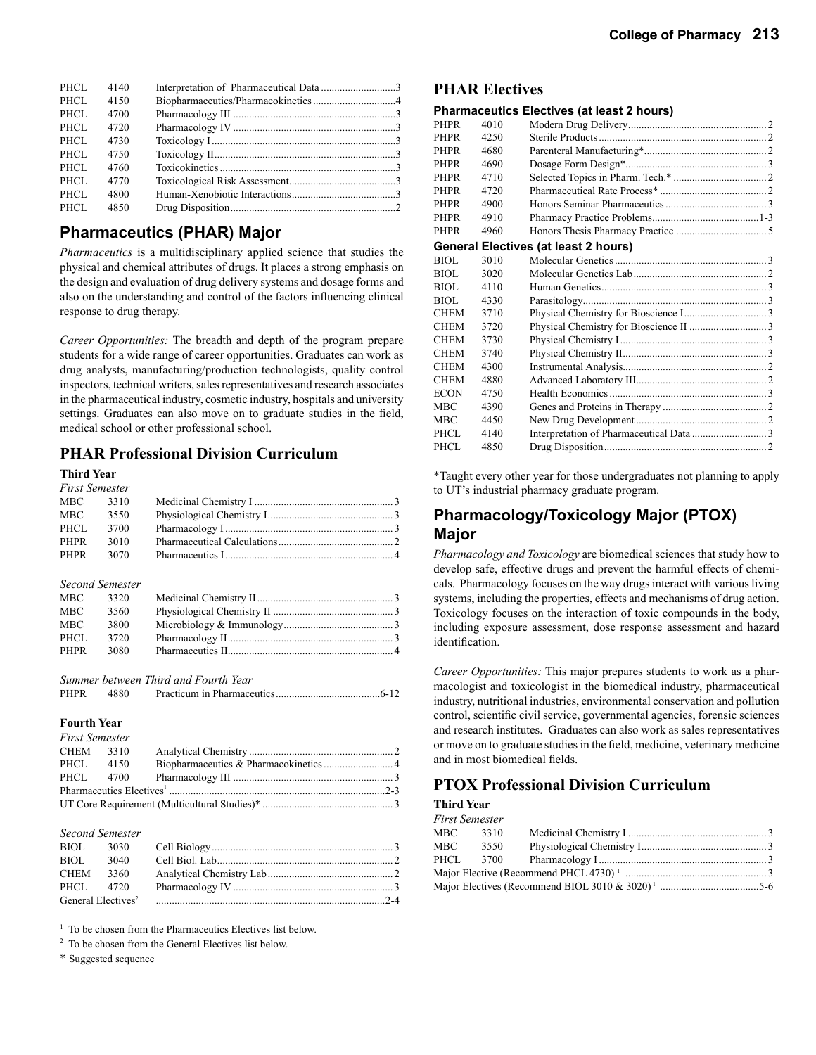| | | | |
|---|---|---|---|
| PHCL | 4140 | Interpretation of Pharmaceutical Data | 3 |
| PHCL | 4150 | Biopharmaceutics/Pharmacokinetics | 4 |
| PHCL | 4700 | Pharmacology III | 3 |
| PHCL | 4720 | Pharmacology IV | 3 |
| PHCL | 4730 | Toxicology I | 3 |
| PHCL | 4750 | Toxicology II | 3 |
| PHCL | 4760 | Toxicokinetics | 3 |
| PHCL | 4770 | Toxicological Risk Assessment | 3 |
| PHCL | 4800 | Human-Xenobiotic Interactions | 3 |
| PHCL | 4850 | Drug Disposition | 2 |

## Pharmaceutics (PHAR) Major

*Pharmaceutics* is a multidisciplinary applied science that studies the physical and chemical attributes of drugs. It places a strong emphasis on the design and evaluation of drug delivery systems and dosage forms and also on the understanding and control of the factors influencing clinical response to drug therapy.

*Career Opportunities:* The breadth and depth of the program prepare students for a wide range of career opportunities. Graduates can work as drug analysts, manufacturing/production technologists, quality control inspectors, technical writers, sales representatives and research associates in the pharmaceutical industry, cosmetic industry, hospitals and university settings. Graduates can also move on to graduate studies in the field, medical school or other professional school.

## PHAR Professional Division Curriculum

**Third Year**

*First Semester*

| | | | |
|---|---|---|---|
| MBC | 3310 | Medicinal Chemistry I | 3 |
| MBC | 3550 | Physiological Chemistry I | 3 |
| PHCL | 3700 | Pharmacology I | 3 |
| PHPR | 3010 | Pharmaceutical Calculations | 2 |
| PHPR | 3070 | Pharmaceutics I | 4 |

*Second Semester*

| | | | |
|---|---|---|---|
| MBC | 3320 | Medicinal Chemistry II | 3 |
| MBC | 3560 | Physiological Chemistry II | 3 |
| MBC | 3800 | Microbiology & Immunology | 3 |
| PHCL | 3720 | Pharmacology II | 3 |
| PHPR | 3080 | Pharmaceutics II | 4 |

*Summer between Third and Fourth Year*

| | | | |
|---|---|---|---|
| PHPR | 4880 | Practicum in Pharmaceutics | 6-12 |

**Fourth Year**

*First Semester*

| | | | |
|---|---|---|---|
| CHEM | 3310 | Analytical Chemistry | 2 |
| PHCL | 4150 | Biopharmaceutics & Pharmacokinetics | 4 |
| PHCL | 4700 | Pharmacology III | 3 |
| Pharmaceutics Electives[1] | | | 2-3 |
| UT Core Requirement (Multicultural Studies)* | | | 3 |

*Second Semester*

| | | | |
|---|---|---|---|
| BIOL | 3030 | Cell Biology | 3 |
| BIOL | 3040 | Cell Biol. Lab | 2 |
| CHEM | 3360 | Analytical Chemistry Lab | 2 |
| PHCL | 4720 | Pharmacology IV | 3 |
| General Electives[2] | | | 2-4 |

[1] To be chosen from the Pharmaceutics Electives list below.

[2] To be chosen from the General Electives list below.

\* Suggested sequence

## PHAR Electives

### Pharmaceutics Electives (at least 2 hours)

| | | | |
|---|---|---|---|
| PHPR | 4010 | Modern Drug Delivery | 2 |
| PHPR | 4250 | Sterile Products | 2 |
| PHPR | 4680 | Parenteral Manufacturing* | 2 |
| PHPR | 4690 | Dosage Form Design* | 3 |
| PHPR | 4710 | Selected Topics in Pharm. Tech.* | 2 |
| PHPR | 4720 | Pharmaceutical Rate Process* | 2 |
| PHPR | 4900 | Honors Seminar Pharmaceutics | 3 |
| PHPR | 4910 | Pharmacy Practice Problems | 1-3 |
| PHPR | 4960 | Honors Thesis Pharmacy Practice | 5 |

### General Electives (at least 2 hours)

| | | | |
|---|---|---|---|
| BIOL | 3010 | Molecular Genetics | 3 |
| BIOL | 3020 | Molecular Genetics Lab | 2 |
| BIOL | 4110 | Human Genetics | 3 |
| BIOL | 4330 | Parasitology | 3 |
| CHEM | 3710 | Physical Chemistry for Bioscience I | 3 |
| CHEM | 3720 | Physical Chemistry for Bioscience II | 3 |
| CHEM | 3730 | Physical Chemistry I | 3 |
| CHEM | 3740 | Physical Chemistry II | 3 |
| CHEM | 4300 | Instrumental Analysis | 2 |
| CHEM | 4880 | Advanced Laboratory III | 2 |
| ECON | 4750 | Health Economics | 3 |
| MBC | 4390 | Genes and Proteins in Therapy | 2 |
| MBC | 4450 | New Drug Development | 2 |
| PHCL | 4140 | Interpretation of Pharmaceutical Data | 3 |
| PHCL | 4850 | Drug Disposition | 2 |

*Taught every other year for those undergraduates not planning to apply to UT's industrial pharmacy graduate program.

## Pharmacology/Toxicology Major (PTOX) Major

*Pharmacology and Toxicology* are biomedical sciences that study how to develop safe, effective drugs and prevent the harmful effects of chemicals. Pharmacology focuses on the way drugs interact with various living systems, including the properties, effects and mechanisms of drug action. Toxicology focuses on the interaction of toxic compounds in the body, including exposure assessment, dose response assessment and hazard identification.

*Career Opportunities:* This major prepares students to work as a pharmacologist and toxicologist in the biomedical industry, pharmaceutical industry, nutritional industries, environmental conservation and pollution control, scientific civil service, governmental agencies, forensic sciences and research institutes. Graduates can also work as sales representatives or move on to graduate studies in the field, medicine, veterinary medicine and in most biomedical fields.

## PTOX Professional Division Curriculum

**Third Year**

*First Semester*

| | | | |
|---|---|---|---|
| MBC | 3310 | Medicinal Chemistry I | 3 |
| MBC | 3550 | Physiological Chemistry I | 3 |
| PHCL | 3700 | Pharmacology I | 3 |
| Major Elective (Recommend PHCL 4730)[1] | | | 3 |
| Major Electives (Recommend BIOL 3010 & 3020)[1] | | | 5-6 |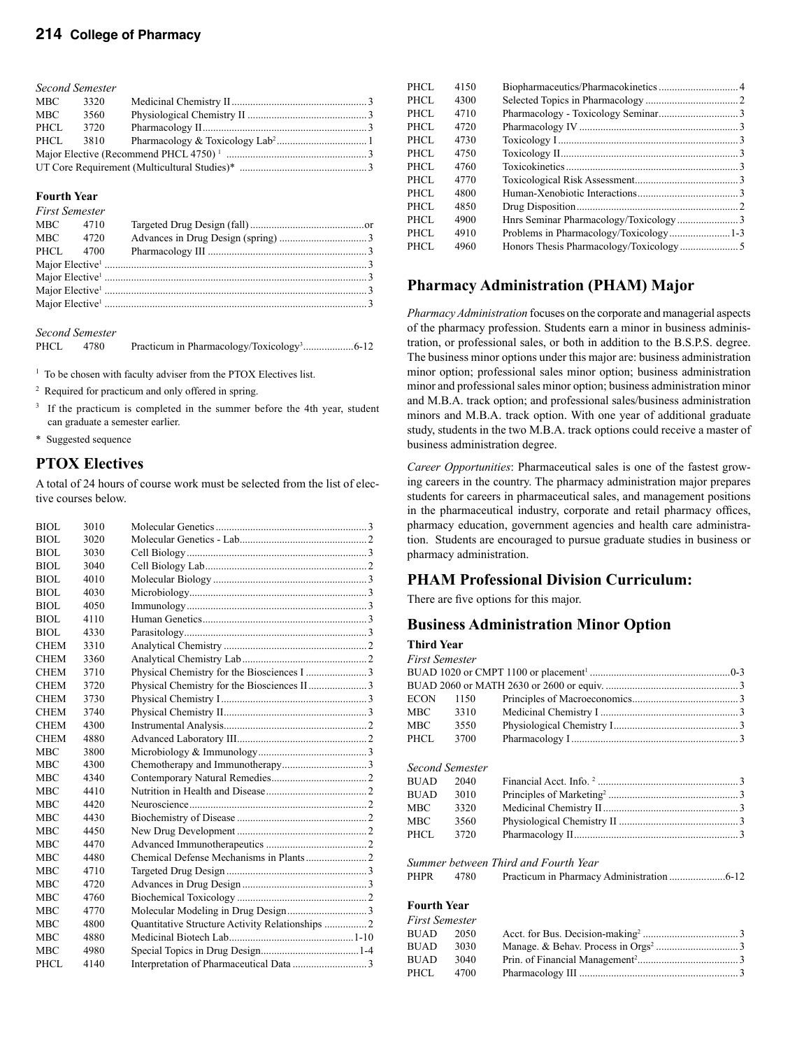*Second Semester*

| | | | |
|---|---|---|---|
| MBC | 3320 | Medicinal Chemistry II | 3 |
| MBC | 3560 | Physiological Chemistry II | 3 |
| PHCL | 3720 | Pharmacology II | 3 |
| PHCL | 3810 | Pharmacology & Toxicology Lab[2] | 1 |
| Major Elective (Recommend PHCL 4750) [1] | | | 3 |
| UT Core Requirement (Multicultural Studies)* | | | 3 |

**Fourth Year**

*First Semester*

| | | | |
|---|---|---|---|
| MBC | 4710 | Targeted Drug Design (fall) | or |
| MBC | 4720 | Advances in Drug Design (spring) | 3 |
| PHCL | 4700 | Pharmacology III | 3 |
| Major Elective[1] | | | 3 |
| Major Elective[1] | | | 3 |
| Major Elective[1] | | | 3 |
| Major Elective[1] | | | 3 |

*Second Semester*

| | | | |
|---|---|---|---|
| PHCL | 4780 | Practicum in Pharmacology/Toxicology[3] | 6-12 |

[1] To be chosen with faculty adviser from the PTOX Electives list.

[2] Required for practicum and only offered in spring.

[3] If the practicum is completed in the summer before the 4th year, student can graduate a semester earlier.

\* Suggested sequence

## PTOX Electives

A total of 24 hours of course work must be selected from the list of elective courses below.

| | | | |
|---|---|---|---|
| BIOL | 3010 | Molecular Genetics | 3 |
| BIOL | 3020 | Molecular Genetics - Lab | 2 |
| BIOL | 3030 | Cell Biology | 3 |
| BIOL | 3040 | Cell Biology Lab | 2 |
| BIOL | 4010 | Molecular Biology | 3 |
| BIOL | 4030 | Microbiology | 3 |
| BIOL | 4050 | Immunology | 3 |
| BIOL | 4110 | Human Genetics | 3 |
| BIOL | 4330 | Parasitology | 3 |
| CHEM | 3310 | Analytical Chemistry | 2 |
| CHEM | 3360 | Analytical Chemistry Lab | 2 |
| CHEM | 3710 | Physical Chemistry for the Biosciences I | 3 |
| CHEM | 3720 | Physical Chemistry for the Biosciences II | 3 |
| CHEM | 3730 | Physical Chemistry I | 3 |
| CHEM | 3740 | Physical Chemistry II | 3 |
| CHEM | 4300 | Instrumental Analysis | 2 |
| CHEM | 4880 | Advanced Laboratory III | 2 |
| MBC | 3800 | Microbiology & Immunology | 3 |
| MBC | 4300 | Chemotherapy and Immunotherapy | 3 |
| MBC | 4340 | Contemporary Natural Remedies | 2 |
| MBC | 4410 | Nutrition in Health and Disease | 2 |
| MBC | 4420 | Neuroscience | 2 |
| MBC | 4430 | Biochemistry of Disease | 2 |
| MBC | 4450 | New Drug Development | 2 |
| MBC | 4470 | Advanced Immunotherapeutics | 2 |
| MBC | 4480 | Chemical Defense Mechanisms in Plants | 2 |
| MBC | 4710 | Targeted Drug Design | 3 |
| MBC | 4720 | Advances in Drug Design | 3 |
| MBC | 4760 | Biochemical Toxicology | 2 |
| MBC | 4770 | Molecular Modeling in Drug Design | 3 |
| MBC | 4800 | Quantitative Structure Activity Relationships | 2 |
| MBC | 4880 | Medicinal Biotech Lab | 1-10 |
| MBC | 4980 | Special Topics in Drug Design | 1-4 |
| PHCL | 4140 | Interpretation of Pharmaceutical Data | 3 |
| PHCL | 4150 | Biopharmaceutics/Pharmacokinetics | 4 |
| PHCL | 4300 | Selected Topics in Pharmacology | 2 |
| PHCL | 4710 | Pharmacology - Toxicology Seminar | 3 |
| PHCL | 4720 | Pharmacology IV | 3 |
| PHCL | 4730 | Toxicology I | 3 |
| PHCL | 4750 | Toxicology II | 3 |
| PHCL | 4760 | Toxicokinetics | 3 |
| PHCL | 4770 | Toxicological Risk Assessment | 3 |
| PHCL | 4800 | Human-Xenobiotic Interactions | 3 |
| PHCL | 4850 | Drug Disposition | 2 |
| PHCL | 4900 | Hnrs Seminar Pharmacology/Toxicology | 3 |
| PHCL | 4910 | Problems in Pharmacology/Toxicology | 1-3 |
| PHCL | 4960 | Honors Thesis Pharmacology/Toxicology | 5 |

## Pharmacy Administration (PHAM) Major

*Pharmacy Administration* focuses on the corporate and managerial aspects of the pharmacy profession. Students earn a minor in business administration, or professional sales, or both in addition to the B.S.P.S. degree. The business minor options under this major are: business administration minor option; professional sales minor option; business administration minor and professional sales minor option; business administration minor and M.B.A. track option; and professional sales/business administration minors and M.B.A. track option. With one year of additional graduate study, students in the two M.B.A. track options could receive a master of business administration degree.

*Career Opportunities*: Pharmaceutical sales is one of the fastest growing careers in the country. The pharmacy administration major prepares students for careers in pharmaceutical sales, and management positions in the pharmaceutical industry, corporate and retail pharmacy offices, pharmacy education, government agencies and health care administration. Students are encouraged to pursue graduate studies in business or pharmacy administration.

## PHAM Professional Division Curriculum:

There are five options for this major.

## Business Administration Minor Option

**Third Year**

*First Semester*

| | | | |
|---|---|---|---|
| BUAD 1020 or CMPT 1100 or placement[1] | | | 0-3 |
| BUAD 2060 or MATH 2630 or 2600 or equiv. | | | 3 |
| ECON | 1150 | Principles of Macroeconomics | 3 |
| MBC | 3310 | Medicinal Chemistry I | 3 |
| MBC | 3550 | Physiological Chemistry I | 3 |
| PHCL | 3700 | Pharmacology I | 3 |

*Second Semester*

| | | | |
|---|---|---|---|
| BUAD | 2040 | Financial Acct. Info. [2] | 3 |
| BUAD | 3010 | Principles of Marketing[2] | 3 |
| MBC | 3320 | Medicinal Chemistry II | 3 |
| MBC | 3560 | Physiological Chemistry II | 3 |
| PHCL | 3720 | Pharmacology II | 3 |

*Summer between Third and Fourth Year*

| | | | |
|---|---|---|---|
| PHPR | 4780 | Practicum in Pharmacy Administration | 6-12 |

**Fourth Year**

*First Semester*

| | | | |
|---|---|---|---|
| BUAD | 2050 | Acct. for Bus. Decision-making[2] | 3 |
| BUAD | 3030 | Manage. & Behav. Process in Orgs[2] | 3 |
| BUAD | 3040 | Prin. of Financial Management[2] | 3 |
| PHCL | 4700 | Pharmacology III | 3 |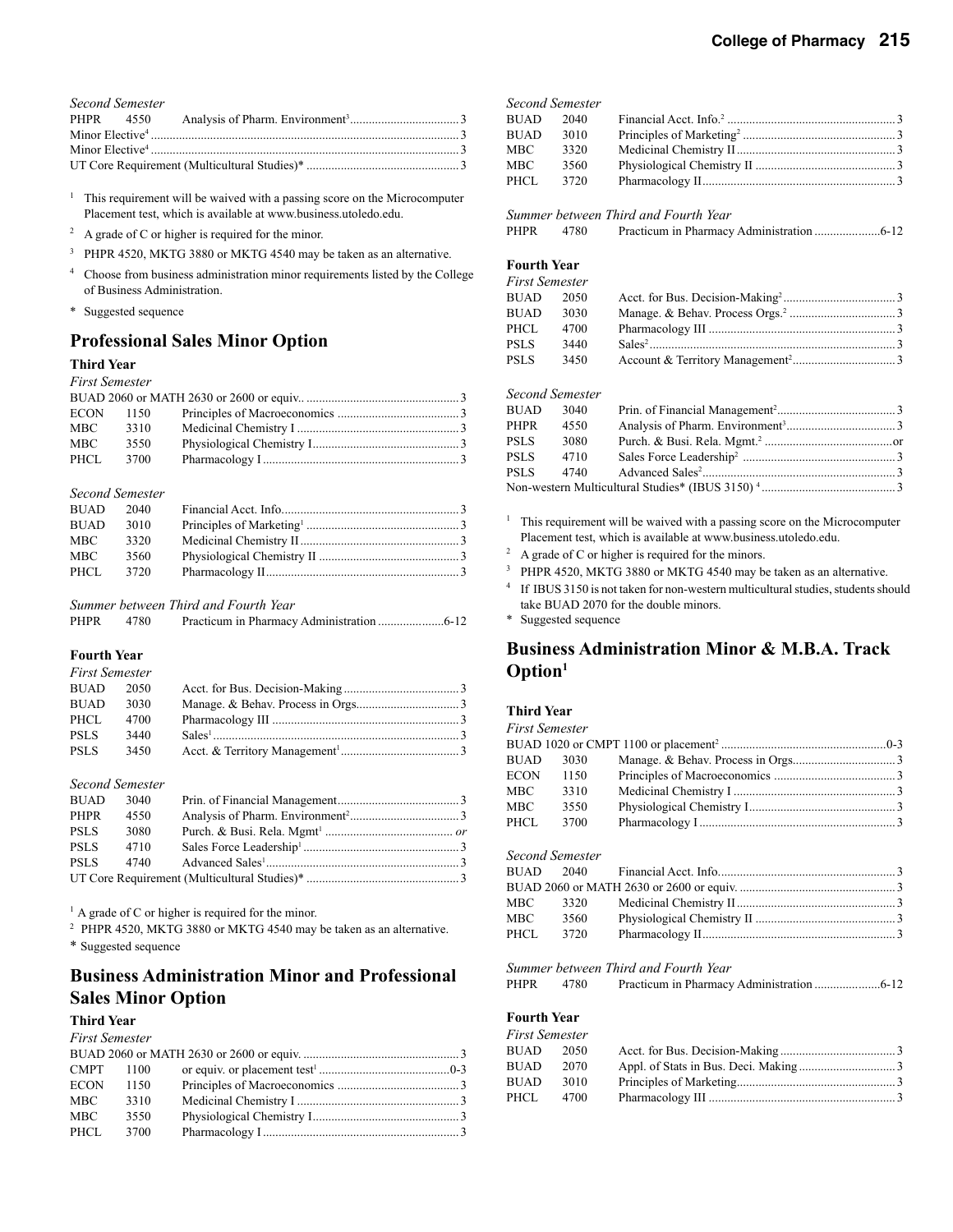*Second Semester*

| | | | |
|---|---|---|---|
| PHPR | 4550 | Analysis of Pharm. Environment[3] | 3 |
| Minor Elective[4] | | | 3 |
| Minor Elective[4] | | | 3 |
| UT Core Requirement (Multicultural Studies)* | | | 3 |

[1] This requirement will be waived with a passing score on the Microcomputer Placement test, which is available at www.business.utoledo.edu.

[2] A grade of C or higher is required for the minor.

[3] PHPR 4520, MKTG 3880 or MKTG 4540 may be taken as an alternative.

[4] Choose from business administration minor requirements listed by the College of Business Administration.

\* Suggested sequence

## Professional Sales Minor Option

### Third Year

*First Semester*

| | | | |
|---|---|---|---|
| BUAD 2060 or MATH 2630 or 2600 or equiv. | | | 3 |
| ECON | 1150 | Principles of Macroeconomics | 3 |
| MBC | 3310 | Medicinal Chemistry I | 3 |
| MBC | 3550 | Physiological Chemistry I | 3 |
| PHCL | 3700 | Pharmacology I | 3 |

*Second Semester*

| | | | |
|---|---|---|---|
| BUAD | 2040 | Financial Acct. Info. | 3 |
| BUAD | 3010 | Principles of Marketing[1] | 3 |
| MBC | 3320 | Medicinal Chemistry II | 3 |
| MBC | 3560 | Physiological Chemistry II | 3 |
| PHCL | 3720 | Pharmacology II | 3 |

*Summer between Third and Fourth Year*

| | | | |
|---|---|---|---|
| PHPR | 4780 | Practicum in Pharmacy Administration | 6-12 |

### Fourth Year

*First Semester*

| | | | |
|---|---|---|---|
| BUAD | 2050 | Acct. for Bus. Decision-Making | 3 |
| BUAD | 3030 | Manage. & Behav. Process in Orgs. | 3 |
| PHCL | 4700 | Pharmacology III | 3 |
| PSLS | 3440 | Sales[1] | 3 |
| PSLS | 3450 | Acct. & Territory Management[1] | 3 |

*Second Semester*

| | | | |
|---|---|---|---|
| BUAD | 3040 | Prin. of Financial Management | 3 |
| PHPR | 4550 | Analysis of Pharm. Environment[2] | 3 |
| PSLS | 3080 | Purch. & Busi. Rela. Mgmt[1] | *or* |
| PSLS | 4710 | Sales Force Leadership[1] | 3 |
| PSLS | 4740 | Advanced Sales[1] | 3 |
| UT Core Requirement (Multicultural Studies)* | | | 3 |

[1] A grade of C or higher is required for the minor.

[2] PHPR 4520, MKTG 3880 or MKTG 4540 may be taken as an alternative.

\* Suggested sequence

## Business Administration Minor and Professional Sales Minor Option

### Third Year

*First Semester*

| | | | |
|---|---|---|---|
| BUAD 2060 or MATH 2630 or 2600 or equiv. | | | 3 |
| CMPT | 1100 | or equiv. or placement test[1] | 0-3 |
| ECON | 1150 | Principles of Macroeconomics | 3 |
| MBC | 3310 | Medicinal Chemistry I | 3 |
| MBC | 3550 | Physiological Chemistry I | 3 |
| PHCL | 3700 | Pharmacology I | 3 |

*Second Semester*

| | | | |
|---|---|---|---|
| BUAD | 2040 | Financial Acct. Info.[2] | 3 |
| BUAD | 3010 | Principles of Marketing[2] | 3 |
| MBC | 3320 | Medicinal Chemistry II | 3 |
| MBC | 3560 | Physiological Chemistry II | 3 |
| PHCL | 3720 | Pharmacology II | 3 |

*Summer between Third and Fourth Year*

| | | | |
|---|---|---|---|
| PHPR | 4780 | Practicum in Pharmacy Administration | 6-12 |

### Fourth Year

*First Semester*

| | | | |
|---|---|---|---|
| BUAD | 2050 | Acct. for Bus. Decision-Making[2] | 3 |
| BUAD | 3030 | Manage. & Behav. Process Orgs.[2] | 3 |
| PHCL | 4700 | Pharmacology III | 3 |
| PSLS | 3440 | Sales[2] | 3 |
| PSLS | 3450 | Account & Territory Management[2] | 3 |

*Second Semester*

| | | | |
|---|---|---|---|
| BUAD | 3040 | Prin. of Financial Management[2] | 3 |
| PHPR | 4550 | Analysis of Pharm. Environment[3] | 3 |
| PSLS | 3080 | Purch. & Busi. Rela. Mgmt.[2] | or |
| PSLS | 4710 | Sales Force Leadership[2] | 3 |
| PSLS | 4740 | Advanced Sales[2] | 3 |
| Non-western Multicultural Studies* (IBUS 3150)[4] | | | 3 |

[1] This requirement will be waived with a passing score on the Microcomputer Placement test, which is available at www.business.utoledo.edu.

[2] A grade of C or higher is required for the minors.

[3] PHPR 4520, MKTG 3880 or MKTG 4540 may be taken as an alternative.

[4] If IBUS 3150 is not taken for non-western multicultural studies, students should take BUAD 2070 for the double minors.

\* Suggested sequence

## Business Administration Minor & M.B.A. Track Option[1]

### Third Year

*First Semester*

| | | | |
|---|---|---|---|
| BUAD 1020 or CMPT 1100 or placement[2] | | | 0-3 |
| BUAD | 3030 | Manage. & Behav. Process in Orgs. | 3 |
| ECON | 1150 | Principles of Macroeconomics | 3 |
| MBC | 3310 | Medicinal Chemistry I | 3 |
| MBC | 3550 | Physiological Chemistry I | 3 |
| PHCL | 3700 | Pharmacology I | 3 |

*Second Semester*

| | | | |
|---|---|---|---|
| BUAD | 2040 | Financial Acct. Info. | 3 |
| BUAD 2060 or MATH 2630 or 2600 or equiv. | | | 3 |
| MBC | 3320 | Medicinal Chemistry II | 3 |
| MBC | 3560 | Physiological Chemistry II | 3 |
| PHCL | 3720 | Pharmacology II | 3 |

*Summer between Third and Fourth Year*

| | | | |
|---|---|---|---|
| PHPR | 4780 | Practicum in Pharmacy Administration | 6-12 |

### Fourth Year

*First Semester*

| | | | |
|---|---|---|---|
| BUAD | 2050 | Acct. for Bus. Decision-Making | 3 |
| BUAD | 2070 | Appl. of Stats in Bus. Deci. Making | 3 |
| BUAD | 3010 | Principles of Marketing | 3 |
| PHCL | 4700 | Pharmacology III | 3 |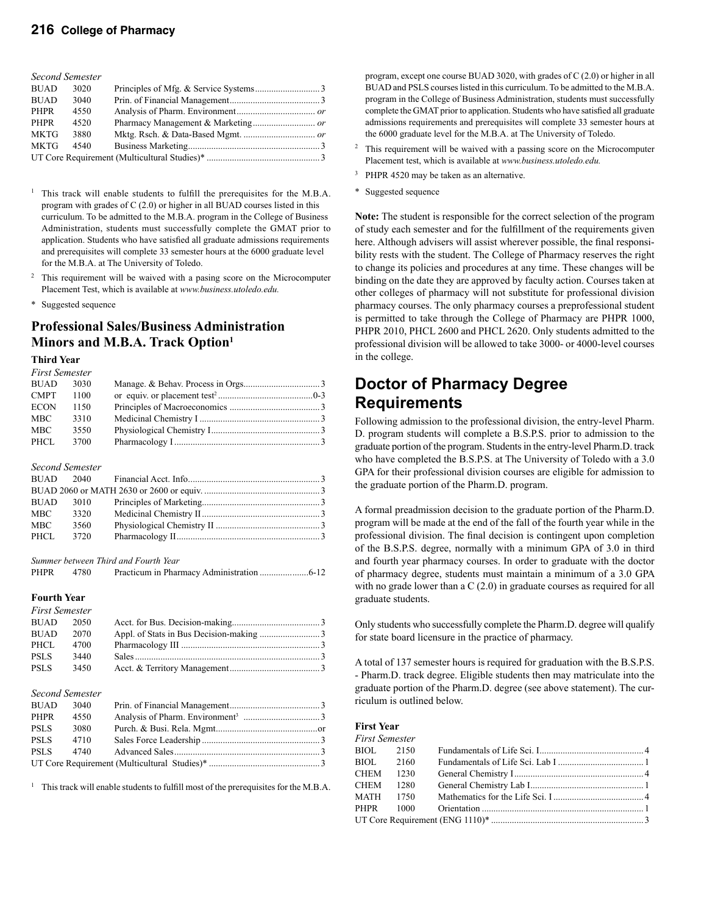*Second Semester*

| | | | |
|---|---|---|---|
| BUAD | 3020 | Principles of Mfg. & Service Systems | 3 |
| BUAD | 3040 | Prin. of Financial Management | 3 |
| PHPR | 4550 | Analysis of Pharm. Environment | *or* |
| PHPR | 4520 | Pharmacy Management & Marketing | *or* |
| MKTG | 3880 | Mktg. Rsch. & Data-Based Mgmt. | *or* |
| MKTG | 4540 | Business Marketing | 3 |
| UT Core Requirement (Multicultural Studies)* | | | 3 |

[1] This track will enable students to fulfill the prerequisites for the M.B.A. program with grades of C (2.0) or higher in all BUAD courses listed in this curriculum. To be admitted to the M.B.A. program in the College of Business Administration, students must successfully complete the GMAT prior to application. Students who have satisfied all graduate admissions requirements and prerequisites will complete 33 semester hours at the 6000 graduate level for the M.B.A. at The University of Toledo.

[2] This requirement will be waived with a pasing score on the Microcomputer Placement Test, which is available at *www.business.utoledo.edu.*

\* Suggested sequence

## Professional Sales/Business Administration Minors and M.B.A. Track Option[1]

### Third Year

*First Semester*

| | | | |
|---|---|---|---|
| BUAD | 3030 | Manage. & Behav. Process in Orgs. | 3 |
| CMPT | 1100 | or equiv. or placement test[2] | 0-3 |
| ECON | 1150 | Principles of Macroeconomics | 3 |
| MBC | 3310 | Medicinal Chemistry I | 3 |
| MBC | 3550 | Physiological Chemistry I | 3 |
| PHCL | 3700 | Pharmacology I | 3 |

*Second Semester*

| | | | |
|---|---|---|---|
| BUAD | 2040 | Financial Acct. Info. | 3 |
| BUAD 2060 or MATH 2630 or 2600 or equiv. | | | 3 |
| BUAD | 3010 | Principles of Marketing | 3 |
| MBC | 3320 | Medicinal Chemistry II | 3 |
| MBC | 3560 | Physiological Chemistry II | 3 |
| PHCL | 3720 | Pharmacology II | 3 |

*Summer between Third and Fourth Year*

| | | | |
|---|---|---|---|
| PHPR | 4780 | Practicum in Pharmacy Administration | 6-12 |

### Fourth Year

*First Semester*

| | | | |
|---|---|---|---|
| BUAD | 2050 | Acct. for Bus. Decision-making | 3 |
| BUAD | 2070 | Appl. of Stats in Bus Decision-making | 3 |
| PHCL | 4700 | Pharmacology III | 3 |
| PSLS | 3440 | Sales | 3 |
| PSLS | 3450 | Acct. & Territory Management | 3 |

*Second Semester*

| | | | |
|---|---|---|---|
| BUAD | 3040 | Prin. of Financial Management | 3 |
| PHPR | 4550 | Analysis of Pharm. Environment[3] | 3 |
| PSLS | 3080 | Purch. & Busi. Rela. Mgmt | or |
| PSLS | 4710 | Sales Force Leadership | 3 |
| PSLS | 4740 | Advanced Sales | 3 |
| UT Core Requirement (Multicultural Studies)* | | | 3 |

[1] This track will enable students to fulfill most of the prerequisites for the M.B.A. program, except one course BUAD 3020, with grades of C (2.0) or higher in all BUAD and PSLS courses listed in this curriculum. To be admitted to the M.B.A. program in the College of Business Administration, students must successfully complete the GMAT prior to application. Students who have satisfied all graduate admissions requirements and prerequisites will complete 33 semester hours at the 6000 graduate level for the M.B.A. at The University of Toledo.

[2] This requirement will be waived with a passing score on the Microcomputer Placement test, which is available at *www.business.utoledo.edu.*

[3] PHPR 4520 may be taken as an alternative.

\* Suggested sequence

**Note:** The student is responsible for the correct selection of the program of study each semester and for the fulfillment of the requirements given here. Although advisers will assist wherever possible, the final responsibility rests with the student. The College of Pharmacy reserves the right to change its policies and procedures at any time. These changes will be binding on the date they are approved by faculty action. Courses taken at other colleges of pharmacy will not substitute for professional division pharmacy courses. The only pharmacy courses a preprofessional student is permitted to take through the College of Pharmacy are PHPR 1000, PHPR 2010, PHCL 2600 and PHCL 2620. Only students admitted to the professional division will be allowed to take 3000- or 4000-level courses in the college.

## Doctor of Pharmacy Degree Requirements

Following admission to the professional division, the entry-level Pharm. D. program students will complete a B.S.P.S. prior to admission to the graduate portion of the program. Students in the entry-level Pharm.D. track who have completed the B.S.P.S. at The University of Toledo with a 3.0 GPA for their professional division courses are eligible for admission to the graduate portion of the Pharm.D. program.

A formal preadmission decision to the graduate portion of the Pharm.D. program will be made at the end of the fall of the fourth year while in the professional division. The final decision is contingent upon completion of the B.S.P.S. degree, normally with a minimum GPA of 3.0 in third and fourth year pharmacy courses. In order to graduate with the doctor of pharmacy degree, students must maintain a minimum of a 3.0 GPA with no grade lower than a C (2.0) in graduate courses as required for all graduate students.

Only students who successfully complete the Pharm.D. degree will qualify for state board licensure in the practice of pharmacy.

A total of 137 semester hours is required for graduation with the B.S.P.S. - Pharm.D. track degree. Eligible students then may matriculate into the graduate portion of the Pharm.D. degree (see above statement). The curriculum is outlined below.

### First Year

*First Semester*

| | | | |
|---|---|---|---|
| BIOL | 2150 | Fundamentals of Life Sci. I | 4 |
| BIOL | 2160 | Fundamentals of Life Sci. Lab I | 1 |
| CHEM | 1230 | General Chemistry I | 4 |
| CHEM | 1280 | General Chemistry Lab I | 1 |
| MATH | 1750 | Mathematics for the Life Sci. I | 4 |
| PHPR | 1000 | Orientation | 1 |
| UT Core Requirement (ENG 1110)* | | | 3 |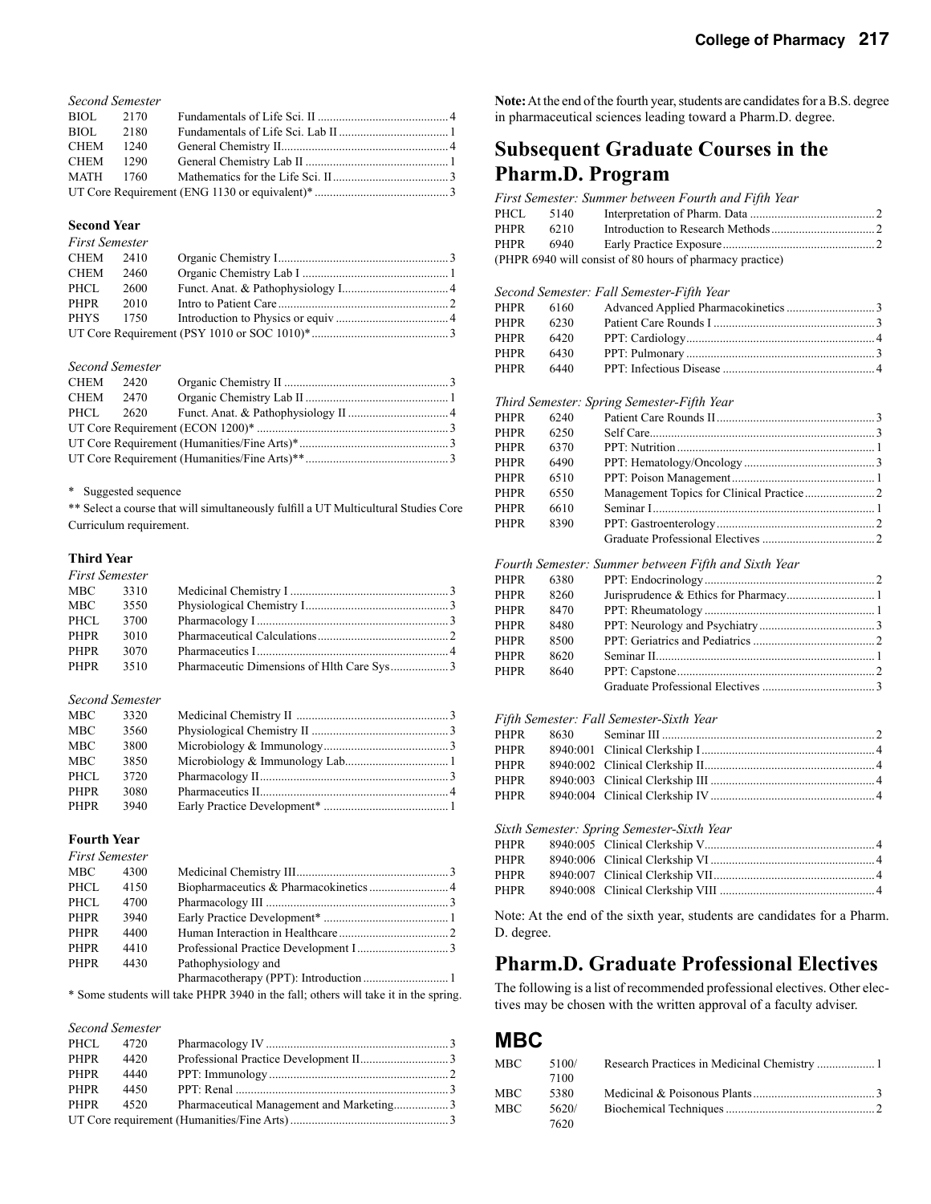*Second Semester*

| | | | |
|---|---|---|---|
| BIOL | 2170 | Fundamentals of Life Sci. II | 4 |
| BIOL | 2180 | Fundamentals of Life Sci. Lab II | 1 |
| CHEM | 1240 | General Chemistry II | 4 |
| CHEM | 1290 | General Chemistry Lab II | 1 |
| MATH | 1760 | Mathematics for the Life Sci. II | 3 |
| UT Core Requirement (ENG 1130 or equivalent)* | | | 3 |

**Second Year**

*First Semester*

| | | | |
|---|---|---|---|
| CHEM | 2410 | Organic Chemistry I | 3 |
| CHEM | 2460 | Organic Chemistry Lab I | 1 |
| PHCL | 2600 | Funct. Anat. & Pathophysiology I | 4 |
| PHPR | 2010 | Intro to Patient Care | 2 |
| PHYS | 1750 | Introduction to Physics or equiv | 4 |
| UT Core Requirement (PSY 1010 or SOC 1010)* | | | 3 |

*Second Semester*

| | | | |
|---|---|---|---|
| CHEM | 2420 | Organic Chemistry II | 3 |
| CHEM | 2470 | Organic Chemistry Lab II | 1 |
| PHCL | 2620 | Funct. Anat. & Pathophysiology II | 4 |
| UT Core Requirement (ECON 1200)* | | | 3 |
| UT Core Requirement (Humanities/Fine Arts)* | | | 3 |
| UT Core Requirement (Humanities/Fine Arts)** | | | 3 |

\* Suggested sequence

** Select a course that will simultaneously fulfill a UT Multicultural Studies Core Curriculum requirement.

**Third Year**

*First Semester*

| | | | |
|---|---|---|---|
| MBC | 3310 | Medicinal Chemistry I | 3 |
| MBC | 3550 | Physiological Chemistry I | 3 |
| PHCL | 3700 | Pharmacology I | 3 |
| PHPR | 3010 | Pharmaceutical Calculations | 2 |
| PHPR | 3070 | Pharmaceutics I | 4 |
| PHPR | 3510 | Pharmaceutic Dimensions of Hlth Care Sys | 3 |

*Second Semester*

| | | | |
|---|---|---|---|
| MBC | 3320 | Medicinal Chemistry II | 3 |
| MBC | 3560 | Physiological Chemistry II | 3 |
| MBC | 3800 | Microbiology & Immunology | 3 |
| MBC | 3850 | Microbiology & Immunology Lab | 1 |
| PHCL | 3720 | Pharmacology II | 3 |
| PHPR | 3080 | Pharmaceutics II | 4 |
| PHPR | 3940 | Early Practice Development* | 1 |

**Fourth Year**

*First Semester*

| | | | |
|---|---|---|---|
| MBC | 4300 | Medicinal Chemistry III | 3 |
| PHCL | 4150 | Biopharmaceutics & Pharmacokinetics | 4 |
| PHCL | 4700 | Pharmacology III | 3 |
| PHPR | 3940 | Early Practice Development* | 1 |
| PHPR | 4400 | Human Interaction in Healthcare | 2 |
| PHPR | 4410 | Professional Practice Development I | 3 |
| PHPR | 4430 | Pathophysiology and Pharmacotherapy (PPT): Introduction | 1 |

\* Some students will take PHPR 3940 in the fall; others will take it in the spring.

*Second Semester*

| | | | |
|---|---|---|---|
| PHCL | 4720 | Pharmacology IV | 3 |
| PHPR | 4420 | Professional Practice Development II | 3 |
| PHPR | 4440 | PPT: Immunology | 2 |
| PHPR | 4450 | PPT: Renal | 3 |
| PHPR | 4520 | Pharmaceutical Management and Marketing | 3 |
| UT Core requirement (Humanities/Fine Arts) | | | 3 |

**Note:** At the end of the fourth year, students are candidates for a B.S. degree in pharmaceutical sciences leading toward a Pharm.D. degree.

## Subsequent Graduate Courses in the Pharm.D. Program

*First Semester: Summer between Fourth and Fifth Year*

| | | | |
|---|---|---|---|
| PHCL | 5140 | Interpretation of Pharm. Data | 2 |
| PHPR | 6210 | Introduction to Research Methods | 2 |
| PHPR | 6940 | Early Practice Exposure | 2 |

(PHPR 6940 will consist of 80 hours of pharmacy practice)

*Second Semester: Fall Semester-Fifth Year*

| | | | |
|---|---|---|---|
| PHPR | 6160 | Advanced Applied Pharmacokinetics | 3 |
| PHPR | 6230 | Patient Care Rounds I | 3 |
| PHPR | 6420 | PPT: Cardiology | 4 |
| PHPR | 6430 | PPT: Pulmonary | 3 |
| PHPR | 6440 | PPT: Infectious Disease | 4 |

*Third Semester: Spring Semester-Fifth Year*

| | | | |
|---|---|---|---|
| PHPR | 6240 | Patient Care Rounds II | 3 |
| PHPR | 6250 | Self Care | 3 |
| PHPR | 6370 | PPT: Nutrition | 1 |
| PHPR | 6490 | PPT: Hematology/Oncology | 3 |
| PHPR | 6510 | PPT: Poison Management | 1 |
| PHPR | 6550 | Management Topics for Clinical Practice | 2 |
| PHPR | 6610 | Seminar I | 1 |
| PHPR | 8390 | PPT: Gastroenterology | 2 |
| | | Graduate Professional Electives | 2 |

*Fourth Semester: Summer between Fifth and Sixth Year*

| | | | |
|---|---|---|---|
| PHPR | 6380 | PPT: Endocrinology | 2 |
| PHPR | 8260 | Jurisprudence & Ethics for Pharmacy | 1 |
| PHPR | 8470 | PPT: Rheumatology | 1 |
| PHPR | 8480 | PPT: Neurology and Psychiatry | 3 |
| PHPR | 8500 | PPT: Geriatrics and Pediatrics | 2 |
| PHPR | 8620 | Seminar II | 1 |
| PHPR | 8640 | PPT: Capstone | 2 |
| | | Graduate Professional Electives | 3 |

*Fifth Semester: Fall Semester-Sixth Year*

| | | | |
|---|---|---|---|
| PHPR | 8630 | Seminar III | 2 |
| PHPR | 8940:001 | Clinical Clerkship I | 4 |
| PHPR | 8940:002 | Clinical Clerkship II | 4 |
| PHPR | 8940:003 | Clinical Clerkship III | 4 |
| PHPR | 8940:004 | Clinical Clerkship IV | 4 |

*Sixth Semester: Spring Semester-Sixth Year*

| | | | |
|---|---|---|---|
| PHPR | 8940:005 | Clinical Clerkship V | 4 |
| PHPR | 8940:006 | Clinical Clerkship VI | 4 |
| PHPR | 8940:007 | Clinical Clerkship VII | 4 |
| PHPR | 8940:008 | Clinical Clerkship VIII | 4 |

Note: At the end of the sixth year, students are candidates for a Pharm. D. degree.

## Pharm.D. Graduate Professional Electives

The following is a list of recommended professional electives. Other electives may be chosen with the written approval of a faculty adviser.

## MBC

| | | | |
|---|---|---|---|
| MBC | 5100/7100 | Research Practices in Medicinal Chemistry | 1 |
| MBC | 5380 | Medicinal & Poisonous Plants | 3 |
| MBC | 5620/7620 | Biochemical Techniques | 2 |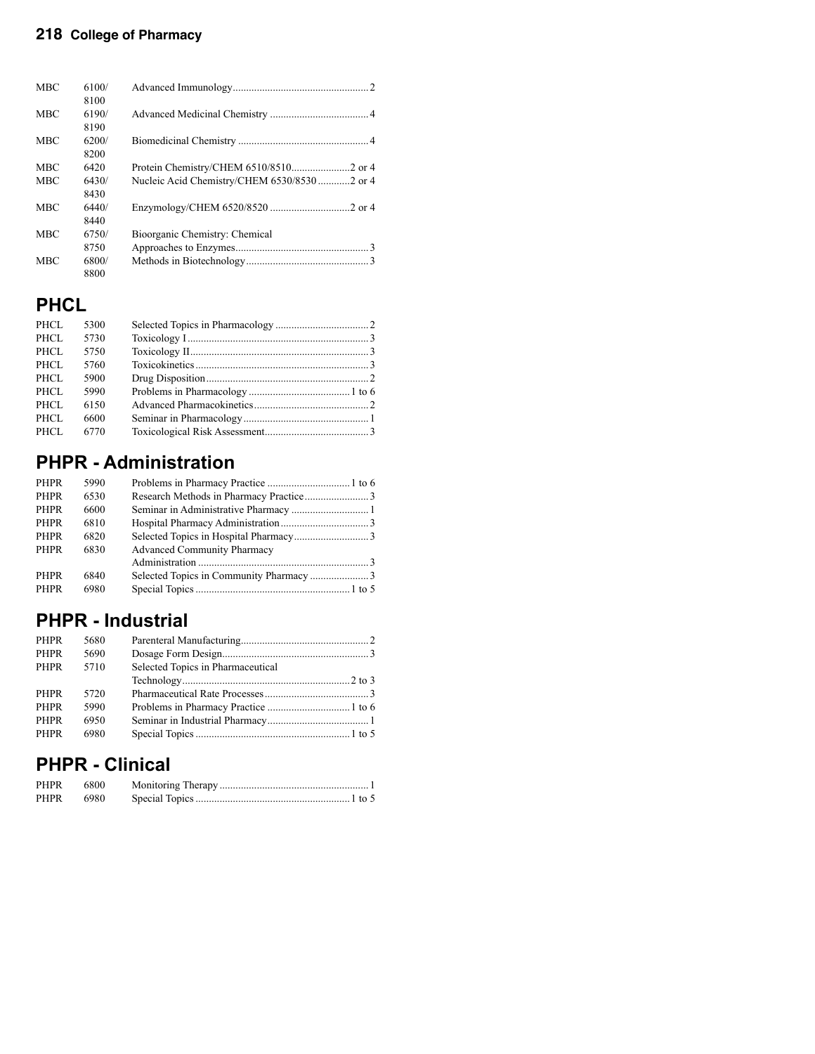| | | | |
|---|---|---|---|
| MBC | 6100/8100 | Advanced Immunology | 2 |
| MBC | 6190/8190 | Advanced Medicinal Chemistry | 4 |
| MBC | 6200/8200 | Biomedicinal Chemistry | 4 |
| MBC | 6420 | Protein Chemistry/CHEM 6510/8510 | 2 or 4 |
| MBC | 6430/8430 | Nucleic Acid Chemistry/CHEM 6530/8530 | 2 or 4 |
| MBC | 6440/8440 | Enzymology/CHEM 6520/8520 | 2 or 4 |
| MBC | 6750/8750 | Bioorganic Chemistry: Chemical Approaches to Enzymes | 3 |
| MBC | 6800/8800 | Methods in Biotechnology | 3 |

## PHCL

| | | | |
|---|---|---|---|
| PHCL | 5300 | Selected Topics in Pharmacology | 2 |
| PHCL | 5730 | Toxicology I | 3 |
| PHCL | 5750 | Toxicology II | 3 |
| PHCL | 5760 | Toxicokinetics | 3 |
| PHCL | 5900 | Drug Disposition | 2 |
| PHCL | 5990 | Problems in Pharmacology | 1 to 6 |
| PHCL | 6150 | Advanced Pharmacokinetics | 2 |
| PHCL | 6600 | Seminar in Pharmacology | 1 |
| PHCL | 6770 | Toxicological Risk Assessment | 3 |

## PHPR - Administration

| | | | |
|---|---|---|---|
| PHPR | 5990 | Problems in Pharmacy Practice | 1 to 6 |
| PHPR | 6530 | Research Methods in Pharmacy Practice | 3 |
| PHPR | 6600 | Seminar in Administrative Pharmacy | 1 |
| PHPR | 6810 | Hospital Pharmacy Administration | 3 |
| PHPR | 6820 | Selected Topics in Hospital Pharmacy | 3 |
| PHPR | 6830 | Advanced Community Pharmacy Administration | 3 |
| PHPR | 6840 | Selected Topics in Community Pharmacy | 3 |
| PHPR | 6980 | Special Topics | 1 to 5 |

## PHPR - Industrial

| | | | |
|---|---|---|---|
| PHPR | 5680 | Parenteral Manufacturing | 2 |
| PHPR | 5690 | Dosage Form Design | 3 |
| PHPR | 5710 | Selected Topics in Pharmaceutical Technology | 2 to 3 |
| PHPR | 5720 | Pharmaceutical Rate Processes | 3 |
| PHPR | 5990 | Problems in Pharmacy Practice | 1 to 6 |
| PHPR | 6950 | Seminar in Industrial Pharmacy | 1 |
| PHPR | 6980 | Special Topics | 1 to 5 |

## PHPR - Clinical

| | | | |
|---|---|---|---|
| PHPR | 6800 | Monitoring Therapy | 1 |
| PHPR | 6980 | Special Topics | 1 to 5 |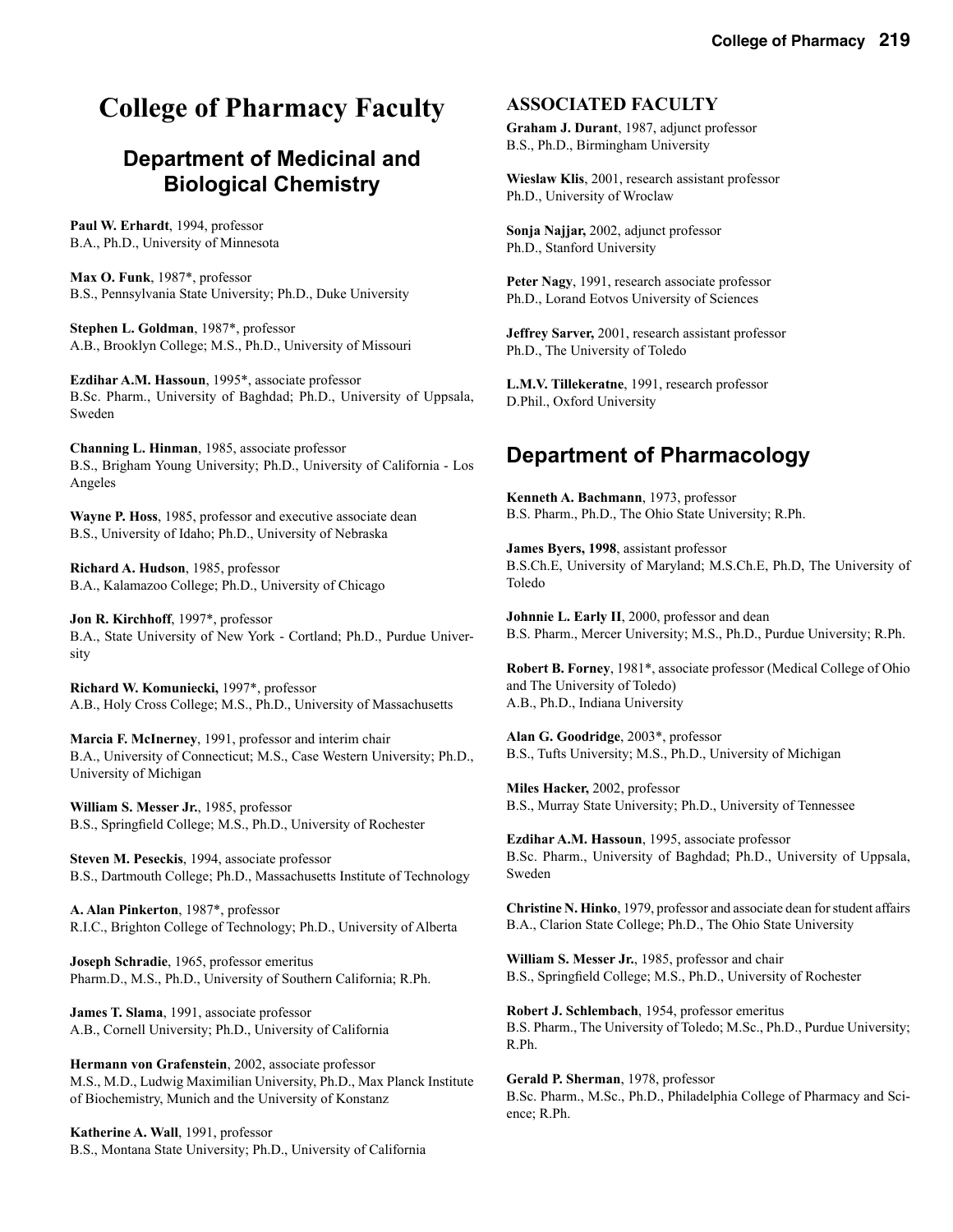# College of Pharmacy Faculty

## Department of Medicinal and Biological Chemistry

**Paul W. Erhardt**, 1994, professor
B.A., Ph.D., University of Minnesota

**Max O. Funk**, 1987*, professor
B.S., Pennsylvania State University; Ph.D., Duke University

**Stephen L. Goldman**, 1987*, professor
A.B., Brooklyn College; M.S., Ph.D., University of Missouri

**Ezdihar A.M. Hassoun**, 1995*, associate professor
B.Sc. Pharm., University of Baghdad; Ph.D., University of Uppsala, Sweden

**Channing L. Hinman**, 1985, associate professor
B.S., Brigham Young University; Ph.D., University of California - Los Angeles

**Wayne P. Hoss**, 1985, professor and executive associate dean
B.S., University of Idaho; Ph.D., University of Nebraska

**Richard A. Hudson**, 1985, professor
B.A., Kalamazoo College; Ph.D., University of Chicago

**Jon R. Kirchhoff**, 1997*, professor
B.A., State University of New York - Cortland; Ph.D., Purdue University

**Richard W. Komuniecki,** 1997*, professor
A.B., Holy Cross College; M.S., Ph.D., University of Massachusetts

**Marcia F. McInerney**, 1991, professor and interim chair
B.A., University of Connecticut; M.S., Case Western University; Ph.D., University of Michigan

**William S. Messer Jr.**, 1985, professor
B.S., Springfield College; M.S., Ph.D., University of Rochester

**Steven M. Peseckis**, 1994, associate professor
B.S., Dartmouth College; Ph.D., Massachusetts Institute of Technology

**A. Alan Pinkerton**, 1987*, professor
R.I.C., Brighton College of Technology; Ph.D., University of Alberta

**Joseph Schradie**, 1965, professor emeritus
Pharm.D., M.S., Ph.D., University of Southern California; R.Ph.

**James T. Slama**, 1991, associate professor
A.B., Cornell University; Ph.D., University of California

**Hermann von Grafenstein**, 2002, associate professor
M.S., M.D., Ludwig Maximilian University, Ph.D., Max Planck Institute of Biochemistry, Munich and the University of Konstanz

**Katherine A. Wall**, 1991, professor
B.S., Montana State University; Ph.D., University of California

### ASSOCIATED FACULTY

**Graham J. Durant**, 1987, adjunct professor
B.S., Ph.D., Birmingham University

**Wieslaw Klis**, 2001, research assistant professor
Ph.D., University of Wroclaw

**Sonja Najjar,** 2002, adjunct professor
Ph.D., Stanford University

**Peter Nagy**, 1991, research associate professor
Ph.D., Lorand Eotvos University of Sciences

**Jeffrey Sarver,** 2001, research assistant professor
Ph.D., The University of Toledo

**L.M.V. Tillekeratne**, 1991, research professor
D.Phil., Oxford University

## Department of Pharmacology

**Kenneth A. Bachmann**, 1973, professor
B.S. Pharm., Ph.D., The Ohio State University; R.Ph.

**James Byers, 1998**, assistant professor
B.S.Ch.E, University of Maryland; M.S.Ch.E, Ph.D, The University of Toledo

**Johnnie L. Early II**, 2000, professor and dean
B.S. Pharm., Mercer University; M.S., Ph.D., Purdue University; R.Ph.

**Robert B. Forney**, 1981*, associate professor (Medical College of Ohio and The University of Toledo)
A.B., Ph.D., Indiana University

**Alan G. Goodridge**, 2003*, professor
B.S., Tufts University; M.S., Ph.D., University of Michigan

**Miles Hacker,** 2002, professor
B.S., Murray State University; Ph.D., University of Tennessee

**Ezdihar A.M. Hassoun**, 1995, associate professor
B.Sc. Pharm., University of Baghdad; Ph.D., University of Uppsala, Sweden

**Christine N. Hinko**, 1979, professor and associate dean for student affairs
B.A., Clarion State College; Ph.D., The Ohio State University

**William S. Messer Jr.**, 1985, professor and chair
B.S., Springfield College; M.S., Ph.D., University of Rochester

**Robert J. Schlembach**, 1954, professor emeritus
B.S. Pharm., The University of Toledo; M.Sc., Ph.D., Purdue University; R.Ph.

**Gerald P. Sherman**, 1978, professor
B.Sc. Pharm., M.Sc., Ph.D., Philadelphia College of Pharmacy and Science; R.Ph.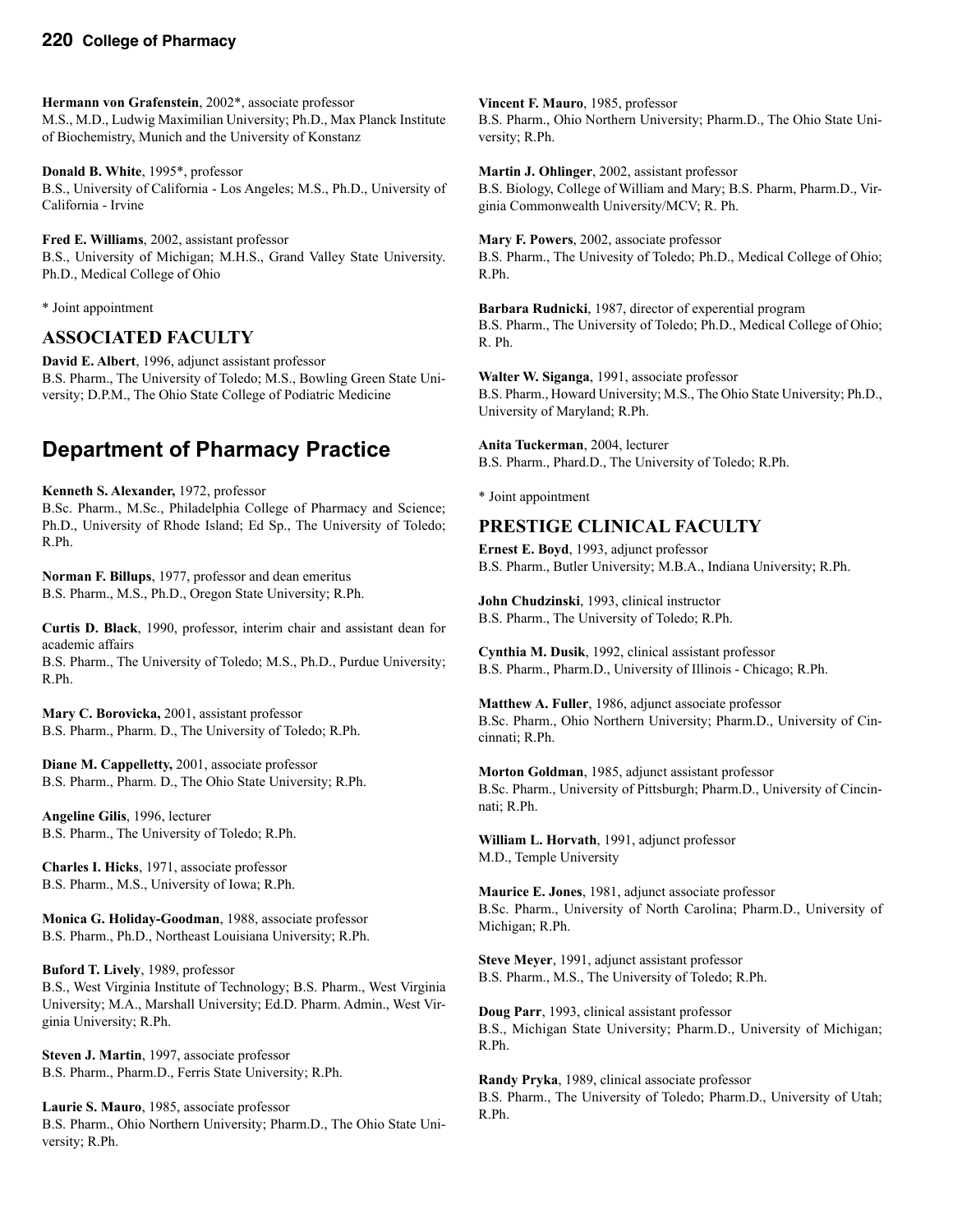**Hermann von Grafenstein**, 2002*, associate professor
M.S., M.D., Ludwig Maximilian University; Ph.D., Max Planck Institute of Biochemistry, Munich and the University of Konstanz

**Donald B. White**, 1995*, professor
B.S., University of California - Los Angeles; M.S., Ph.D., University of California - Irvine

**Fred E. Williams**, 2002, assistant professor
B.S., University of Michigan; M.H.S., Grand Valley State University. Ph.D., Medical College of Ohio

* Joint appointment

### ASSOCIATED FACULTY

**David E. Albert**, 1996, adjunct assistant professor
B.S. Pharm., The University of Toledo; M.S., Bowling Green State University; D.P.M., The Ohio State College of Podiatric Medicine

## Department of Pharmacy Practice

**Kenneth S. Alexander,** 1972, professor
B.Sc. Pharm., M.Sc., Philadelphia College of Pharmacy and Science; Ph.D., University of Rhode Island; Ed Sp., The University of Toledo; R.Ph.

**Norman F. Billups**, 1977, professor and dean emeritus
B.S. Pharm., M.S., Ph.D., Oregon State University; R.Ph.

**Curtis D. Black**, 1990, professor, interim chair and assistant dean for academic affairs
B.S. Pharm., The University of Toledo; M.S., Ph.D., Purdue University; R.Ph.

**Mary C. Borovicka,** 2001, assistant professor
B.S. Pharm., Pharm. D., The University of Toledo; R.Ph.

**Diane M. Cappelletty,** 2001, associate professor
B.S. Pharm., Pharm. D., The Ohio State University; R.Ph.

**Angeline Gilis**, 1996, lecturer
B.S. Pharm., The University of Toledo; R.Ph.

**Charles I. Hicks**, 1971, associate professor
B.S. Pharm., M.S., University of Iowa; R.Ph.

**Monica G. Holiday-Goodman**, 1988, associate professor
B.S. Pharm., Ph.D., Northeast Louisiana University; R.Ph.

**Buford T. Lively**, 1989, professor
B.S., West Virginia Institute of Technology; B.S. Pharm., West Virginia University; M.A., Marshall University; Ed.D. Pharm. Admin., West Virginia University; R.Ph.

**Steven J. Martin**, 1997, associate professor
B.S. Pharm., Pharm.D., Ferris State University; R.Ph.

**Laurie S. Mauro**, 1985, associate professor
B.S. Pharm., Ohio Northern University; Pharm.D., The Ohio State University; R.Ph.

**Vincent F. Mauro**, 1985, professor
B.S. Pharm., Ohio Northern University; Pharm.D., The Ohio State University; R.Ph.

**Martin J. Ohlinger**, 2002, assistant professor
B.S. Biology, College of William and Mary; B.S. Pharm, Pharm.D., Virginia Commonwealth University/MCV; R. Ph.

**Mary F. Powers**, 2002, associate professor
B.S. Pharm., The Univesity of Toledo; Ph.D., Medical College of Ohio; R.Ph.

**Barbara Rudnicki**, 1987, director of experential program
B.S. Pharm., The University of Toledo; Ph.D., Medical College of Ohio; R. Ph.

**Walter W. Siganga**, 1991, associate professor
B.S. Pharm., Howard University; M.S., The Ohio State University; Ph.D., University of Maryland; R.Ph.

**Anita Tuckerman**, 2004, lecturer
B.S. Pharm., Phard.D., The University of Toledo; R.Ph.

* Joint appointment

### PRESTIGE CLINICAL FACULTY

**Ernest E. Boyd**, 1993, adjunct professor
B.S. Pharm., Butler University; M.B.A., Indiana University; R.Ph.

**John Chudzinski**, 1993, clinical instructor
B.S. Pharm., The University of Toledo; R.Ph.

**Cynthia M. Dusik**, 1992, clinical assistant professor
B.S. Pharm., Pharm.D., University of Illinois - Chicago; R.Ph.

**Matthew A. Fuller**, 1986, adjunct associate professor
B.Sc. Pharm., Ohio Northern University; Pharm.D., University of Cincinnati; R.Ph.

**Morton Goldman**, 1985, adjunct assistant professor
B.Sc. Pharm., University of Pittsburgh; Pharm.D., University of Cincinnati; R.Ph.

**William L. Horvath**, 1991, adjunct professor
M.D., Temple University

**Maurice E. Jones**, 1981, adjunct associate professor
B.Sc. Pharm., University of North Carolina; Pharm.D., University of Michigan; R.Ph.

**Steve Meyer**, 1991, adjunct assistant professor
B.S. Pharm., M.S., The University of Toledo; R.Ph.

**Doug Parr**, 1993, clinical assistant professor
B.S., Michigan State University; Pharm.D., University of Michigan; R.Ph.

**Randy Pryka**, 1989, clinical associate professor
B.S. Pharm., The University of Toledo; Pharm.D., University of Utah; R.Ph.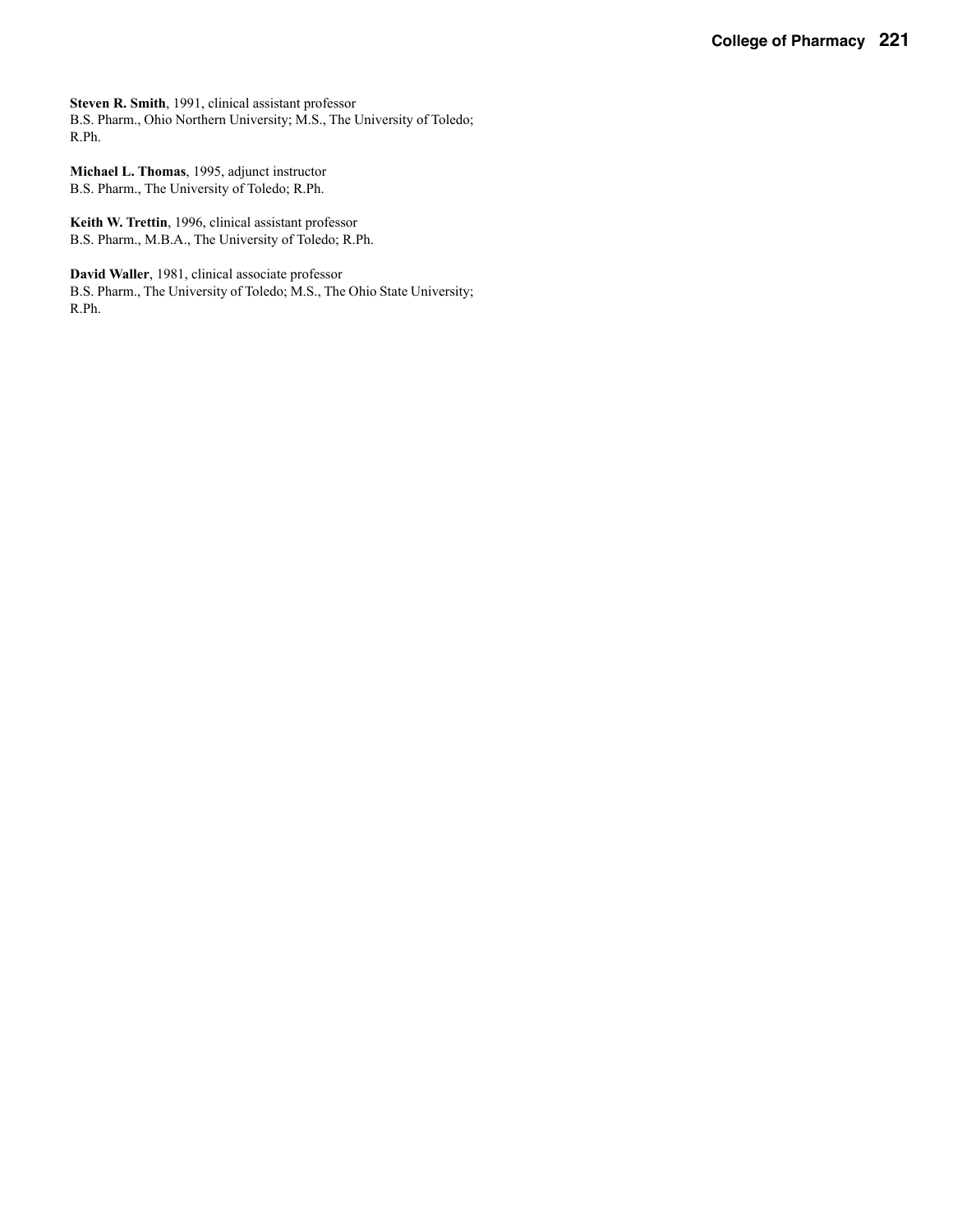**Steven R. Smith**, 1991, clinical assistant professor
B.S. Pharm., Ohio Northern University; M.S., The University of Toledo; R.Ph.

**Michael L. Thomas**, 1995, adjunct instructor
B.S. Pharm., The University of Toledo; R.Ph.

**Keith W. Trettin**, 1996, clinical assistant professor
B.S. Pharm., M.B.A., The University of Toledo; R.Ph.

**David Waller**, 1981, clinical associate professor
B.S. Pharm., The University of Toledo; M.S., The Ohio State University; R.Ph.